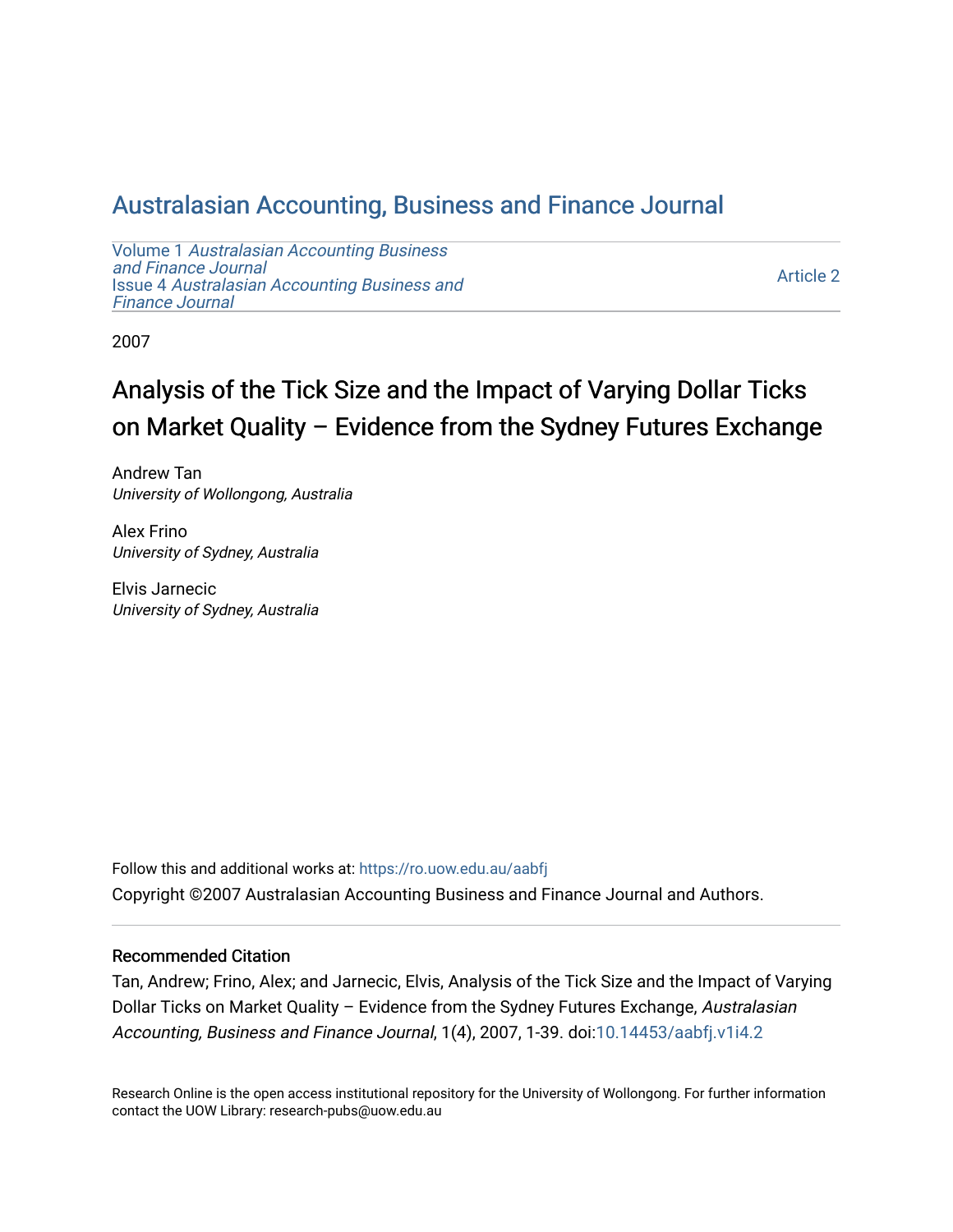# Australasian Accounting, Business and Finance Journal

Volume 1 *Australasian Accounting Business and Finance Journal*
Issue 4 *Australasian Accounting Business and Finance Journal*

Article 2

2007

## Analysis of the Tick Size and the Impact of Varying Dollar Ticks on Market Quality – Evidence from the Sydney Futures Exchange

Andrew Tan
*University of Wollongong, Australia*

Alex Frino
*University of Sydney, Australia*

Elvis Jarnecic
*University of Sydney, Australia*

Follow this and additional works at: https://ro.uow.edu.au/aabfj

Copyright ©2007 Australasian Accounting Business and Finance Journal and Authors.

### Recommended Citation

Tan, Andrew; Frino, Alex; and Jarnecic, Elvis, Analysis of the Tick Size and the Impact of Varying Dollar Ticks on Market Quality – Evidence from the Sydney Futures Exchange, *Australasian Accounting, Business and Finance Journal*, 1(4), 2007, 1-39. doi:10.14453/aabfj.v1i4.2

Research Online is the open access institutional repository for the University of Wollongong. For further information contact the UOW Library: research-pubs@uow.edu.au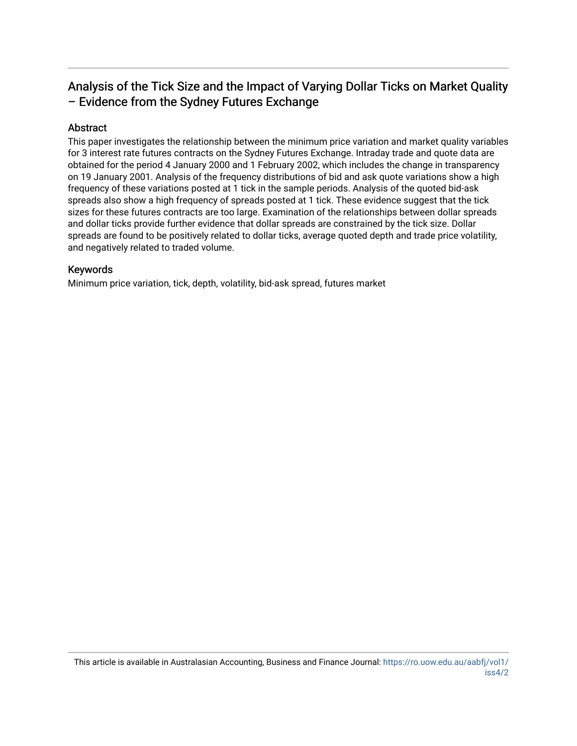# Analysis of the Tick Size and the Impact of Varying Dollar Ticks on Market Quality – Evidence from the Sydney Futures Exchange

## Abstract

This paper investigates the relationship between the minimum price variation and market quality variables for 3 interest rate futures contracts on the Sydney Futures Exchange. Intraday trade and quote data are obtained for the period 4 January 2000 and 1 February 2002, which includes the change in transparency on 19 January 2001. Analysis of the frequency distributions of bid and ask quote variations show a high frequency of these variations posted at 1 tick in the sample periods. Analysis of the quoted bid-ask spreads also show a high frequency of spreads posted at 1 tick. These evidence suggest that the tick sizes for these futures contracts are too large. Examination of the relationships between dollar spreads and dollar ticks provide further evidence that dollar spreads are constrained by the tick size. Dollar spreads are found to be positively related to dollar ticks, average quoted depth and trade price volatility, and negatively related to traded volume.

## Keywords

Minimum price variation, tick, depth, volatility, bid-ask spread, futures market

This article is available in Australasian Accounting, Business and Finance Journal: https://ro.uow.edu.au/aabfj/vol1/iss4/2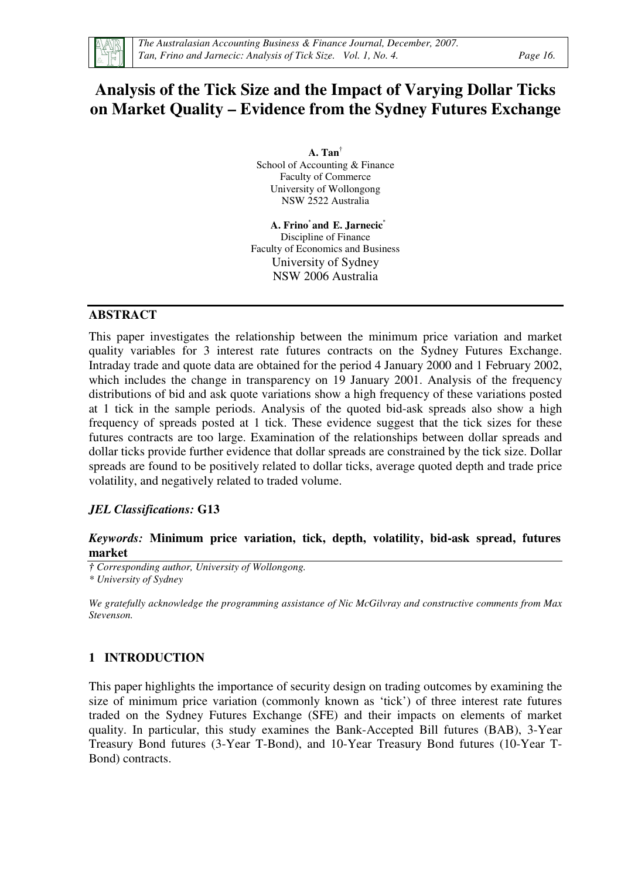# Analysis of the Tick Size and the Impact of Varying Dollar Ticks on Market Quality – Evidence from the Sydney Futures Exchange

**A. Tan**[†]
School of Accounting & Finance
Faculty of Commerce
University of Wollongong
NSW 2522 Australia

**A. Frino**[*] **and E. Jarnecic**[*]
Discipline of Finance
Faculty of Economics and Business
University of Sydney
NSW 2006 Australia

## ABSTRACT

This paper investigates the relationship between the minimum price variation and market quality variables for 3 interest rate futures contracts on the Sydney Futures Exchange. Intraday trade and quote data are obtained for the period 4 January 2000 and 1 February 2002, which includes the change in transparency on 19 January 2001. Analysis of the frequency distributions of bid and ask quote variations show a high frequency of these variations posted at 1 tick in the sample periods. Analysis of the quoted bid-ask spreads also show a high frequency of spreads posted at 1 tick. These evidence suggest that the tick sizes for these futures contracts are too large. Examination of the relationships between dollar spreads and dollar ticks provide further evidence that dollar spreads are constrained by the tick size. Dollar spreads are found to be positively related to dollar ticks, average quoted depth and trade price volatility, and negatively related to traded volume.

***JEL Classifications:*** **G13**

***Keywords:*** **Minimum price variation, tick, depth, volatility, bid-ask spread, futures market**

*† Corresponding author, University of Wollongong.*
*\* University of Sydney*

*We gratefully acknowledge the programming assistance of Nic McGilvray and constructive comments from Max Stevenson.*

## 1 INTRODUCTION

This paper highlights the importance of security design on trading outcomes by examining the size of minimum price variation (commonly known as 'tick') of three interest rate futures traded on the Sydney Futures Exchange (SFE) and their impacts on elements of market quality. In particular, this study examines the Bank-Accepted Bill futures (BAB), 3-Year Treasury Bond futures (3-Year T-Bond), and 10-Year Treasury Bond futures (10-Year T-Bond) contracts.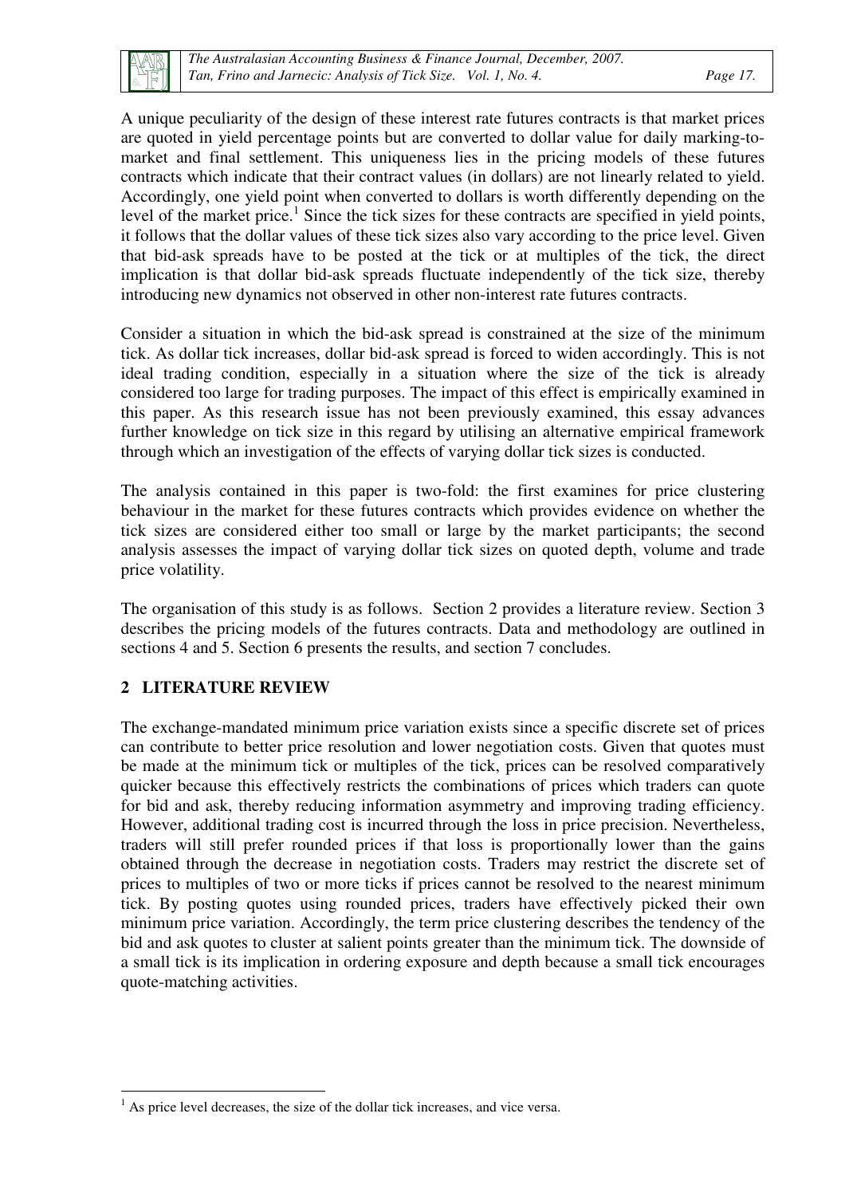A unique peculiarity of the design of these interest rate futures contracts is that market prices are quoted in yield percentage points but are converted to dollar value for daily marking-to-market and final settlement. This uniqueness lies in the pricing models of these futures contracts which indicate that their contract values (in dollars) are not linearly related to yield. Accordingly, one yield point when converted to dollars is worth differently depending on the level of the market price.[1] Since the tick sizes for these contracts are specified in yield points, it follows that the dollar values of these tick sizes also vary according to the price level. Given that bid-ask spreads have to be posted at the tick or at multiples of the tick, the direct implication is that dollar bid-ask spreads fluctuate independently of the tick size, thereby introducing new dynamics not observed in other non-interest rate futures contracts.

Consider a situation in which the bid-ask spread is constrained at the size of the minimum tick. As dollar tick increases, dollar bid-ask spread is forced to widen accordingly. This is not ideal trading condition, especially in a situation where the size of the tick is already considered too large for trading purposes. The impact of this effect is empirically examined in this paper. As this research issue has not been previously examined, this essay advances further knowledge on tick size in this regard by utilising an alternative empirical framework through which an investigation of the effects of varying dollar tick sizes is conducted.

The analysis contained in this paper is two-fold: the first examines for price clustering behaviour in the market for these futures contracts which provides evidence on whether the tick sizes are considered either too small or large by the market participants; the second analysis assesses the impact of varying dollar tick sizes on quoted depth, volume and trade price volatility.

The organisation of this study is as follows. Section 2 provides a literature review. Section 3 describes the pricing models of the futures contracts. Data and methodology are outlined in sections 4 and 5. Section 6 presents the results, and section 7 concludes.

## 2 LITERATURE REVIEW

The exchange-mandated minimum price variation exists since a specific discrete set of prices can contribute to better price resolution and lower negotiation costs. Given that quotes must be made at the minimum tick or multiples of the tick, prices can be resolved comparatively quicker because this effectively restricts the combinations of prices which traders can quote for bid and ask, thereby reducing information asymmetry and improving trading efficiency. However, additional trading cost is incurred through the loss in price precision. Nevertheless, traders will still prefer rounded prices if that loss is proportionally lower than the gains obtained through the decrease in negotiation costs. Traders may restrict the discrete set of prices to multiples of two or more ticks if prices cannot be resolved to the nearest minimum tick. By posting quotes using rounded prices, traders have effectively picked their own minimum price variation. Accordingly, the term price clustering describes the tendency of the bid and ask quotes to cluster at salient points greater than the minimum tick. The downside of a small tick is its implication in ordering exposure and depth because a small tick encourages quote-matching activities.

[1] As price level decreases, the size of the dollar tick increases, and vice versa.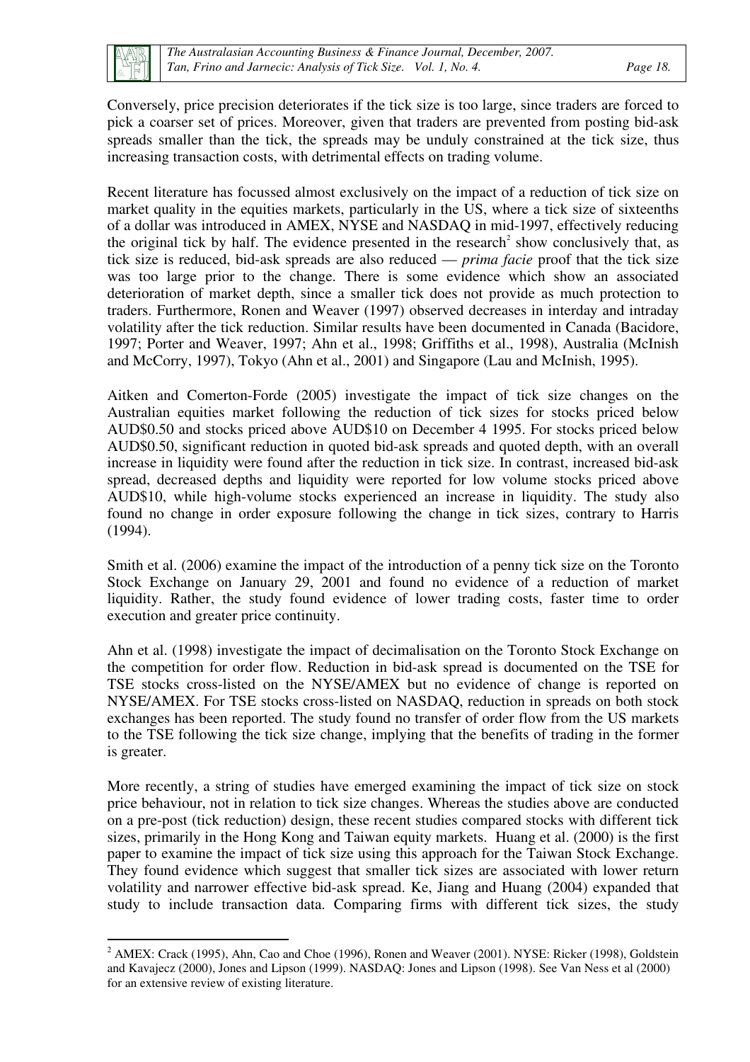Conversely, price precision deteriorates if the tick size is too large, since traders are forced to pick a coarser set of prices. Moreover, given that traders are prevented from posting bid-ask spreads smaller than the tick, the spreads may be unduly constrained at the tick size, thus increasing transaction costs, with detrimental effects on trading volume.

Recent literature has focussed almost exclusively on the impact of a reduction of tick size on market quality in the equities markets, particularly in the US, where a tick size of sixteenths of a dollar was introduced in AMEX, NYSE and NASDAQ in mid-1997, effectively reducing the original tick by half. The evidence presented in the research[2] show conclusively that, as tick size is reduced, bid-ask spreads are also reduced — *prima facie* proof that the tick size was too large prior to the change. There is some evidence which show an associated deterioration of market depth, since a smaller tick does not provide as much protection to traders. Furthermore, Ronen and Weaver (1997) observed decreases in interday and intraday volatility after the tick reduction. Similar results have been documented in Canada (Bacidore, 1997; Porter and Weaver, 1997; Ahn et al., 1998; Griffiths et al., 1998), Australia (McInish and McCorry, 1997), Tokyo (Ahn et al., 2001) and Singapore (Lau and McInish, 1995).

Aitken and Comerton-Forde (2005) investigate the impact of tick size changes on the Australian equities market following the reduction of tick sizes for stocks priced below AUD$0.50 and stocks priced above AUD$10 on December 4 1995. For stocks priced below AUD$0.50, significant reduction in quoted bid-ask spreads and quoted depth, with an overall increase in liquidity were found after the reduction in tick size. In contrast, increased bid-ask spread, decreased depths and liquidity were reported for low volume stocks priced above AUD$10, while high-volume stocks experienced an increase in liquidity. The study also found no change in order exposure following the change in tick sizes, contrary to Harris (1994).

Smith et al. (2006) examine the impact of the introduction of a penny tick size on the Toronto Stock Exchange on January 29, 2001 and found no evidence of a reduction of market liquidity. Rather, the study found evidence of lower trading costs, faster time to order execution and greater price continuity.

Ahn et al. (1998) investigate the impact of decimalisation on the Toronto Stock Exchange on the competition for order flow. Reduction in bid-ask spread is documented on the TSE for TSE stocks cross-listed on the NYSE/AMEX but no evidence of change is reported on NYSE/AMEX. For TSE stocks cross-listed on NASDAQ, reduction in spreads on both stock exchanges has been reported. The study found no transfer of order flow from the US markets to the TSE following the tick size change, implying that the benefits of trading in the former is greater.

More recently, a string of studies have emerged examining the impact of tick size on stock price behaviour, not in relation to tick size changes. Whereas the studies above are conducted on a pre-post (tick reduction) design, these recent studies compared stocks with different tick sizes, primarily in the Hong Kong and Taiwan equity markets. Huang et al. (2000) is the first paper to examine the impact of tick size using this approach for the Taiwan Stock Exchange. They found evidence which suggest that smaller tick sizes are associated with lower return volatility and narrower effective bid-ask spread. Ke, Jiang and Huang (2004) expanded that study to include transaction data. Comparing firms with different tick sizes, the study

---

[2] AMEX: Crack (1995), Ahn, Cao and Choe (1996), Ronen and Weaver (2001). NYSE: Ricker (1998), Goldstein and Kavajecz (2000), Jones and Lipson (1999). NASDAQ: Jones and Lipson (1998). See Van Ness et al (2000) for an extensive review of existing literature.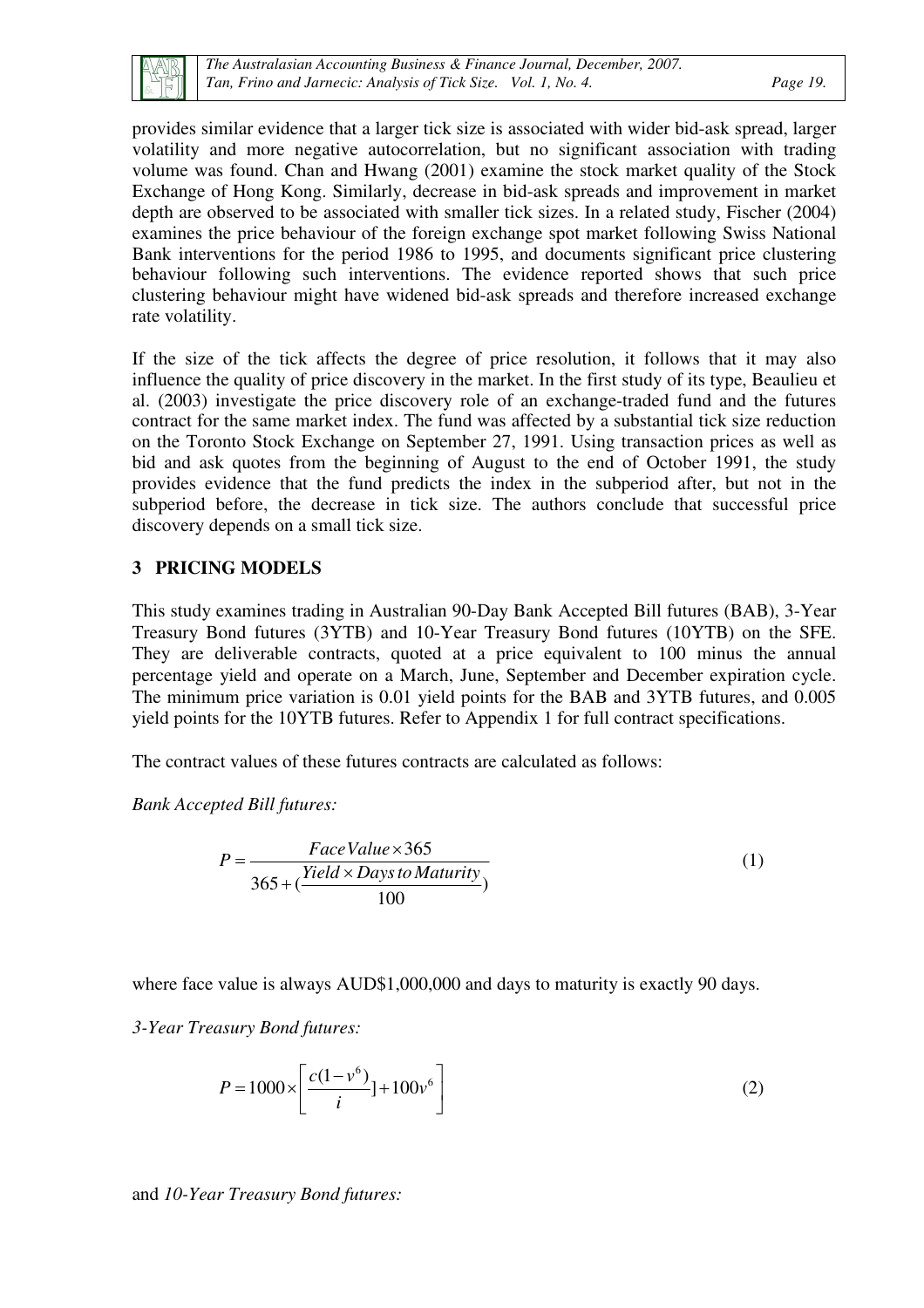provides similar evidence that a larger tick size is associated with wider bid-ask spread, larger volatility and more negative autocorrelation, but no significant association with trading volume was found. Chan and Hwang (2001) examine the stock market quality of the Stock Exchange of Hong Kong. Similarly, decrease in bid-ask spreads and improvement in market depth are observed to be associated with smaller tick sizes. In a related study, Fischer (2004) examines the price behaviour of the foreign exchange spot market following Swiss National Bank interventions for the period 1986 to 1995, and documents significant price clustering behaviour following such interventions. The evidence reported shows that such price clustering behaviour might have widened bid-ask spreads and therefore increased exchange rate volatility.

If the size of the tick affects the degree of price resolution, it follows that it may also influence the quality of price discovery in the market. In the first study of its type, Beaulieu et al. (2003) investigate the price discovery role of an exchange-traded fund and the futures contract for the same market index. The fund was affected by a substantial tick size reduction on the Toronto Stock Exchange on September 27, 1991. Using transaction prices as well as bid and ask quotes from the beginning of August to the end of October 1991, the study provides evidence that the fund predicts the index in the subperiod after, but not in the subperiod before, the decrease in tick size. The authors conclude that successful price discovery depends on a small tick size.

## 3 PRICING MODELS

This study examines trading in Australian 90-Day Bank Accepted Bill futures (BAB), 3-Year Treasury Bond futures (3YTB) and 10-Year Treasury Bond futures (10YTB) on the SFE. They are deliverable contracts, quoted at a price equivalent to 100 minus the annual percentage yield and operate on a March, June, September and December expiration cycle. The minimum price variation is 0.01 yield points for the BAB and 3YTB futures, and 0.005 yield points for the 10YTB futures. Refer to Appendix 1 for full contract specifications.

The contract values of these futures contracts are calculated as follows:

*Bank Accepted Bill futures:*

$$P = \frac{FaceValue \times 365}{365 + (\frac{Yield \times Days\,to\,Maturity}{100})} \tag{1}$$

where face value is always AUD$1,000,000 and days to maturity is exactly 90 days.

*3-Year Treasury Bond futures:*

$$P = 1000 \times \left[ \frac{c(1-v^6)}{i} ] + 100v^6 \right] \tag{2}$$

and *10-Year Treasury Bond futures:*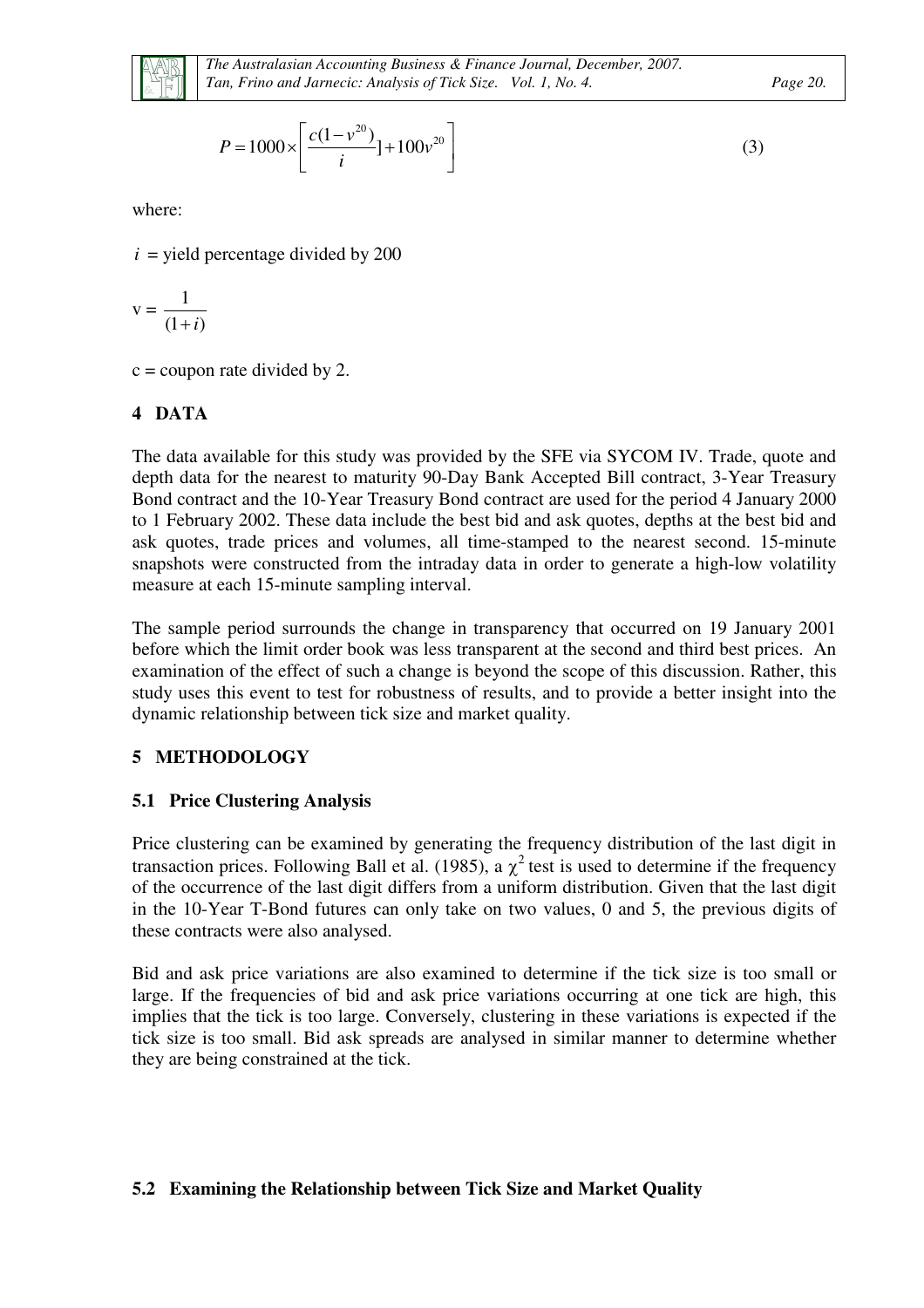$$P = 1000 \times \left[ \frac{c(1-v^{20})}{i} \right] + 100v^{20} \right] \quad (3)$$

where:

$i$ = yield percentage divided by 200

v = $\frac{1}{(1+i)}$

c = coupon rate divided by 2.

## 4 DATA

The data available for this study was provided by the SFE via SYCOM IV. Trade, quote and depth data for the nearest to maturity 90-Day Bank Accepted Bill contract, 3-Year Treasury Bond contract and the 10-Year Treasury Bond contract are used for the period 4 January 2000 to 1 February 2002. These data include the best bid and ask quotes, depths at the best bid and ask quotes, trade prices and volumes, all time-stamped to the nearest second. 15-minute snapshots were constructed from the intraday data in order to generate a high-low volatility measure at each 15-minute sampling interval.

The sample period surrounds the change in transparency that occurred on 19 January 2001 before which the limit order book was less transparent at the second and third best prices. An examination of the effect of such a change is beyond the scope of this discussion. Rather, this study uses this event to test for robustness of results, and to provide a better insight into the dynamic relationship between tick size and market quality.

## 5 METHODOLOGY

### 5.1 Price Clustering Analysis

Price clustering can be examined by generating the frequency distribution of the last digit in transaction prices. Following Ball et al. (1985), a $\chi^2$ test is used to determine if the frequency of the occurrence of the last digit differs from a uniform distribution. Given that the last digit in the 10-Year T-Bond futures can only take on two values, 0 and 5, the previous digits of these contracts were also analysed.

Bid and ask price variations are also examined to determine if the tick size is too small or large. If the frequencies of bid and ask price variations occurring at one tick are high, this implies that the tick is too large. Conversely, clustering in these variations is expected if the tick size is too small. Bid ask spreads are analysed in similar manner to determine whether they are being constrained at the tick.

### 5.2 Examining the Relationship between Tick Size and Market Quality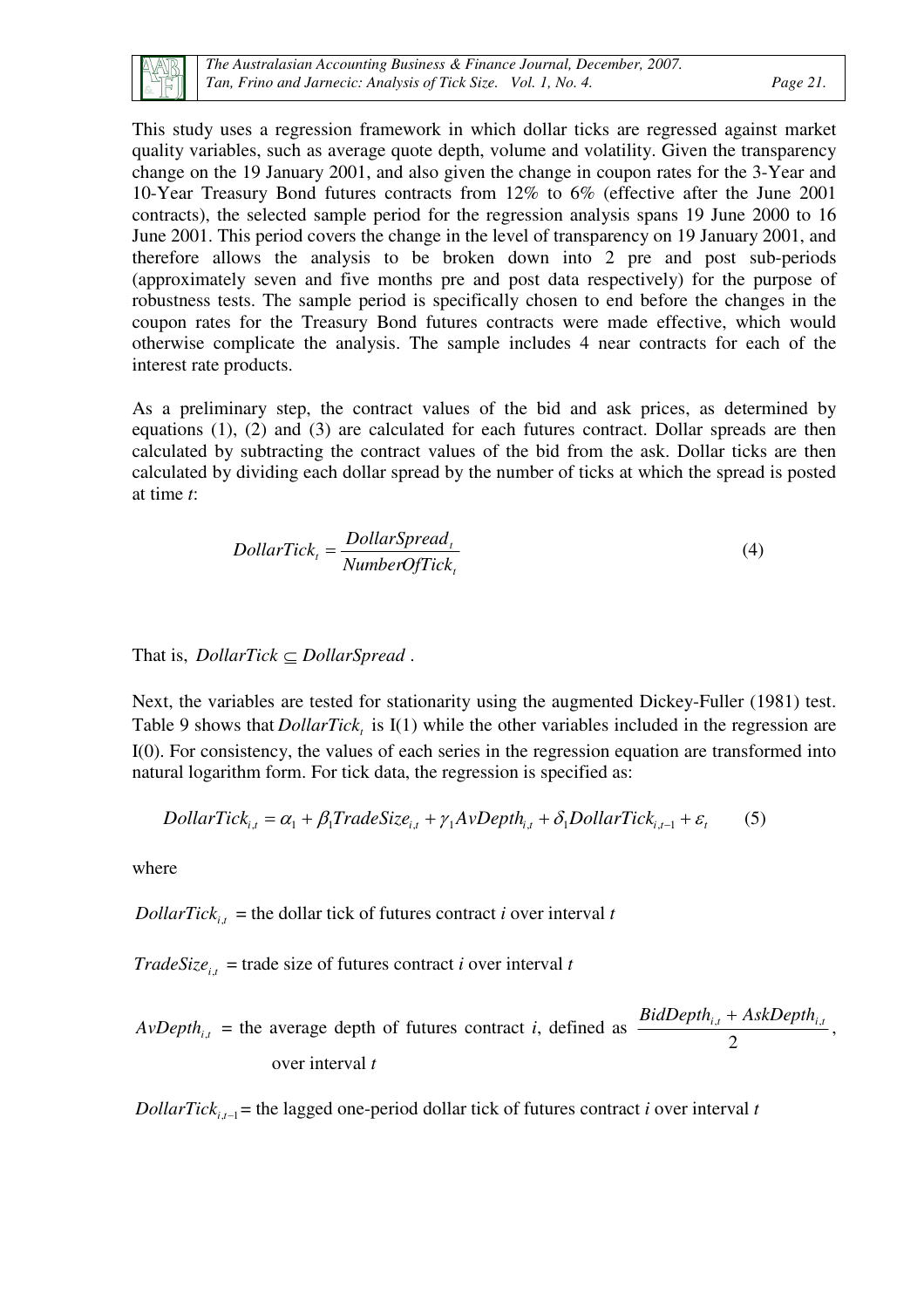This study uses a regression framework in which dollar ticks are regressed against market quality variables, such as average quote depth, volume and volatility. Given the transparency change on the 19 January 2001, and also given the change in coupon rates for the 3-Year and 10-Year Treasury Bond futures contracts from 12% to 6% (effective after the June 2001 contracts), the selected sample period for the regression analysis spans 19 June 2000 to 16 June 2001. This period covers the change in the level of transparency on 19 January 2001, and therefore allows the analysis to be broken down into 2 pre and post sub-periods (approximately seven and five months pre and post data respectively) for the purpose of robustness tests. The sample period is specifically chosen to end before the changes in the coupon rates for the Treasury Bond futures contracts were made effective, which would otherwise complicate the analysis. The sample includes 4 near contracts for each of the interest rate products.

As a preliminary step, the contract values of the bid and ask prices, as determined by equations (1), (2) and (3) are calculated for each futures contract. Dollar spreads are then calculated by subtracting the contract values of the bid from the ask. Dollar ticks are then calculated by dividing each dollar spread by the number of ticks at which the spread is posted at time *t*:

$$DollarTick_t = \frac{DollarSpread_t}{NumberOfTick_t} \tag{4}$$

That is, $DollarTick \subseteq DollarSpread$ .

Next, the variables are tested for stationarity using the augmented Dickey-Fuller (1981) test. Table 9 shows that $DollarTick_t$ is I(1) while the other variables included in the regression are I(0). For consistency, the values of each series in the regression equation are transformed into natural logarithm form. For tick data, the regression is specified as:

$$DollarTick_{i,t} = \alpha_1 + \beta_1 TradeSize_{i,t} + \gamma_1 AvDepth_{i,t} + \delta_1 DollarTick_{i,t-1} + \varepsilon_t \tag{5}$$

where

$DollarTick_{i,t}$ = the dollar tick of futures contract *i* over interval *t*

$TradeSize_{i,t}$ = trade size of futures contract *i* over interval *t*

$AvDepth_{i,t}$ = the average depth of futures contract *i*, defined as $\frac{BidDepth_{i,t} + AskDepth_{i,t}}{2}$, over interval *t*

$DollarTick_{i,t-1}$ = the lagged one-period dollar tick of futures contract *i* over interval *t*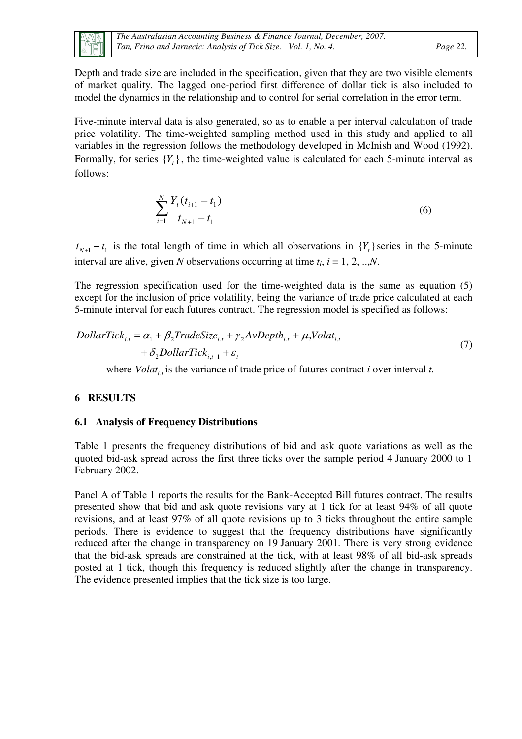Depth and trade size are included in the specification, given that they are two visible elements of market quality. The lagged one-period first difference of dollar tick is also included to model the dynamics in the relationship and to control for serial correlation in the error term.

Five-minute interval data is also generated, so as to enable a per interval calculation of trade price volatility. The time-weighted sampling method used in this study and applied to all variables in the regression follows the methodology developed in McInish and Wood (1992). Formally, for series $\{Y_t\}$, the time-weighted value is calculated for each 5-minute interval as follows:

$$\sum_{i=1}^{N} \frac{Y_t(t_{i+1} - t_1)}{t_{N+1} - t_1} \tag{6}$$

$t_{N+1} - t_1$ is the total length of time in which all observations in $\{Y_t\}$ series in the 5-minute interval are alive, given $N$ observations occurring at time $t_i$, $i = 1, 2, .., N$.

The regression specification used for the time-weighted data is the same as equation (5) except for the inclusion of price volatility, being the variance of trade price calculated at each 5-minute interval for each futures contract. The regression model is specified as follows:

$$\begin{aligned} DollarTick_{i,t} = \alpha_1 + \beta_2 TradeSize_{i,t} + \gamma_2 AvDepth_{i,t} + \mu_2 Volat_{i,t} \\ + \delta_2 DollarTick_{i,t-1} + \varepsilon_t \end{aligned} \tag{7}$$

where $Volat_{i,t}$ is the variance of trade price of futures contract $i$ over interval $t$.

## 6 RESULTS

### 6.1 Analysis of Frequency Distributions

Table 1 presents the frequency distributions of bid and ask quote variations as well as the quoted bid-ask spread across the first three ticks over the sample period 4 January 2000 to 1 February 2002.

Panel A of Table 1 reports the results for the Bank-Accepted Bill futures contract. The results presented show that bid and ask quote revisions vary at 1 tick for at least 94% of all quote revisions, and at least 97% of all quote revisions up to 3 ticks throughout the entire sample periods. There is evidence to suggest that the frequency distributions have significantly reduced after the change in transparency on 19 January 2001. There is very strong evidence that the bid-ask spreads are constrained at the tick, with at least 98% of all bid-ask spreads posted at 1 tick, though this frequency is reduced slightly after the change in transparency. The evidence presented implies that the tick size is too large.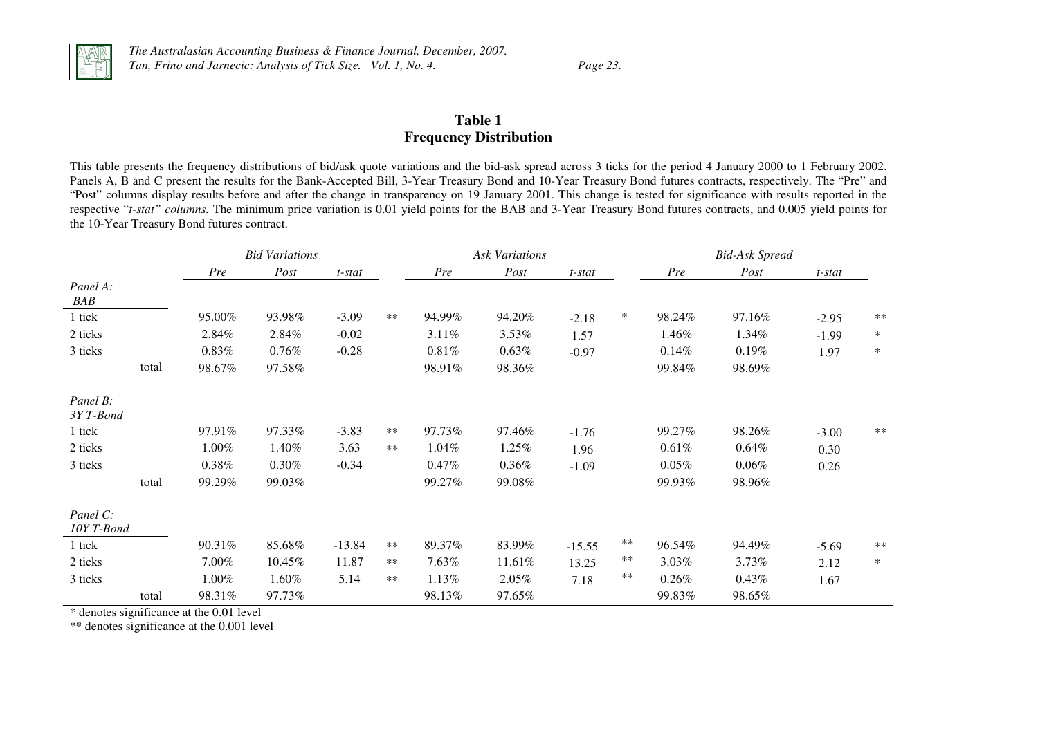## Table 1
## Frequency Distribution

This table presents the frequency distributions of bid/ask quote variations and the bid-ask spread across 3 ticks for the period 4 January 2000 to 1 February 2002. Panels A, B and C present the results for the Bank-Accepted Bill, 3-Year Treasury Bond and 10-Year Treasury Bond futures contracts, respectively. The "Pre" and "Post" columns display results before and after the change in transparency on 19 January 2001. This change is tested for significance with results reported in the respective "*t-stat" columns.* The minimum price variation is 0.01 yield points for the BAB and 3-Year Treasury Bond futures contracts, and 0.005 yield points for the 10-Year Treasury Bond futures contract.

| | | *Bid Variations* | | | | *Ask Variations* | | | | *Bid-Ask Spread* | | | |
|---|---|---|---|---|---|---|---|---|---|---|---|---|---|
| | | *Pre* | *Post* | *t-stat* | | *Pre* | *Post* | *t-stat* | | *Pre* | *Post* | *t-stat* | |
| *Panel A: BAB* | | | | | | | | | | | | | |
| 1 tick | | 95.00% | 93.98% | -3.09 | ** | 94.99% | 94.20% | -2.18 | * | 98.24% | 97.16% | -2.95 | ** |
| 2 ticks | | 2.84% | 2.84% | -0.02 | | 3.11% | 3.53% | 1.57 | | 1.46% | 1.34% | -1.99 | * |
| 3 ticks | | 0.83% | 0.76% | -0.28 | | 0.81% | 0.63% | -0.97 | | 0.14% | 0.19% | 1.97 | * |
| | total | 98.67% | 97.58% | | | 98.91% | 98.36% | | | 99.84% | 98.69% | | |
| *Panel B: 3Y T-Bond* | | | | | | | | | | | | | |
| 1 tick | | 97.91% | 97.33% | -3.83 | ** | 97.73% | 97.46% | -1.76 | | 99.27% | 98.26% | -3.00 | ** |
| 2 ticks | | 1.00% | 1.40% | 3.63 | ** | 1.04% | 1.25% | 1.96 | | 0.61% | 0.64% | 0.30 | |
| 3 ticks | | 0.38% | 0.30% | -0.34 | | 0.47% | 0.36% | -1.09 | | 0.05% | 0.06% | 0.26 | |
| | total | 99.29% | 99.03% | | | 99.27% | 99.08% | | | 99.93% | 98.96% | | |
| *Panel C: 10Y T-Bond* | | | | | | | | | | | | | |
| 1 tick | | 90.31% | 85.68% | -13.84 | ** | 89.37% | 83.99% | -15.55 | ** | 96.54% | 94.49% | -5.69 | ** |
| 2 ticks | | 7.00% | 10.45% | 11.87 | ** | 7.63% | 11.61% | 13.25 | ** | 3.03% | 3.73% | 2.12 | * |
| 3 ticks | | 1.00% | 1.60% | 5.14 | ** | 1.13% | 2.05% | 7.18 | ** | 0.26% | 0.43% | 1.67 | |
| | total | 98.31% | 97.73% | | | 98.13% | 97.65% | | | 99.83% | 98.65% | | |

\* denotes significance at the 0.01 level

\** denotes significance at the 0.001 level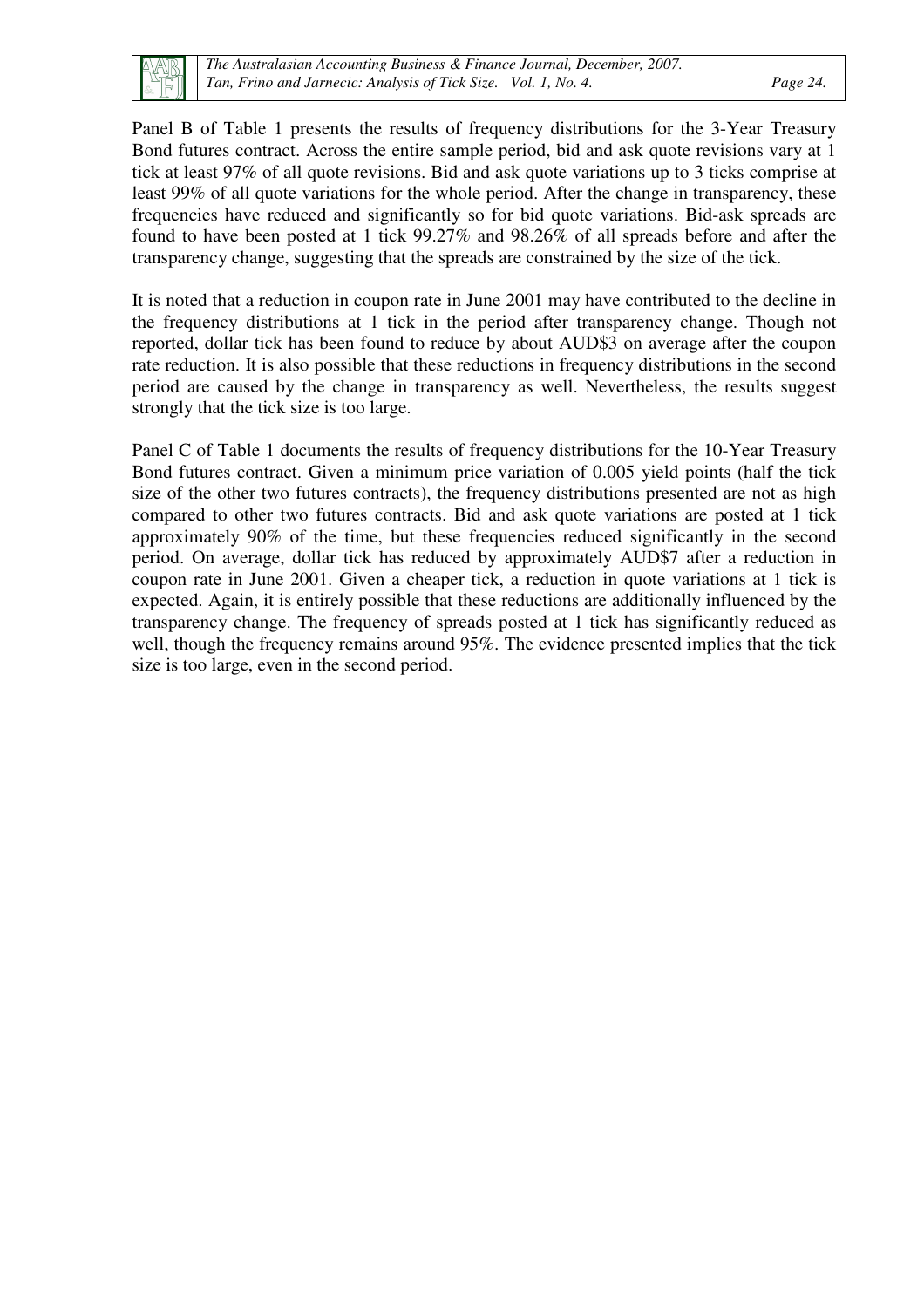Panel B of Table 1 presents the results of frequency distributions for the 3-Year Treasury Bond futures contract. Across the entire sample period, bid and ask quote revisions vary at 1 tick at least 97% of all quote revisions. Bid and ask quote variations up to 3 ticks comprise at least 99% of all quote variations for the whole period. After the change in transparency, these frequencies have reduced and significantly so for bid quote variations. Bid-ask spreads are found to have been posted at 1 tick 99.27% and 98.26% of all spreads before and after the transparency change, suggesting that the spreads are constrained by the size of the tick.

It is noted that a reduction in coupon rate in June 2001 may have contributed to the decline in the frequency distributions at 1 tick in the period after transparency change. Though not reported, dollar tick has been found to reduce by about AUD$3 on average after the coupon rate reduction. It is also possible that these reductions in frequency distributions in the second period are caused by the change in transparency as well. Nevertheless, the results suggest strongly that the tick size is too large.

Panel C of Table 1 documents the results of frequency distributions for the 10-Year Treasury Bond futures contract. Given a minimum price variation of 0.005 yield points (half the tick size of the other two futures contracts), the frequency distributions presented are not as high compared to other two futures contracts. Bid and ask quote variations are posted at 1 tick approximately 90% of the time, but these frequencies reduced significantly in the second period. On average, dollar tick has reduced by approximately AUD$7 after a reduction in coupon rate in June 2001. Given a cheaper tick, a reduction in quote variations at 1 tick is expected. Again, it is entirely possible that these reductions are additionally influenced by the transparency change. The frequency of spreads posted at 1 tick has significantly reduced as well, though the frequency remains around 95%. The evidence presented implies that the tick size is too large, even in the second period.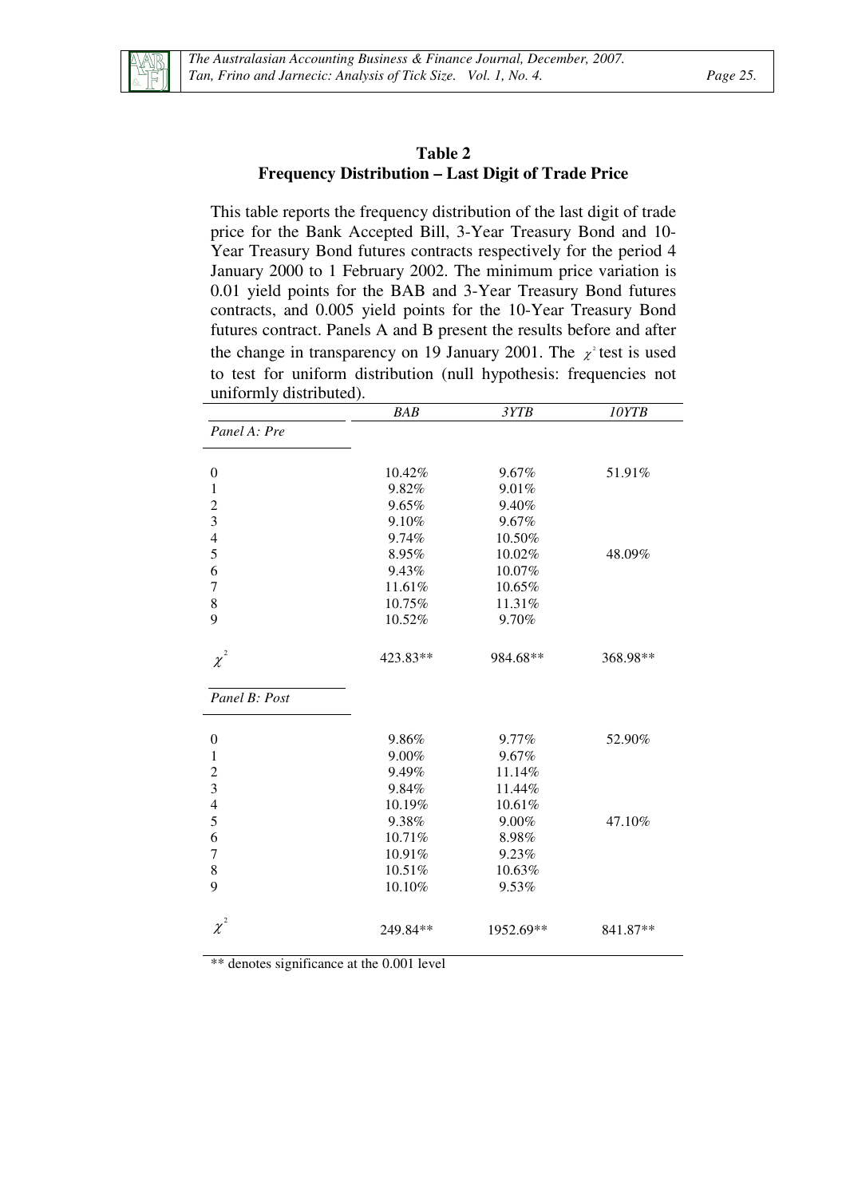## Table 2
## Frequency Distribution – Last Digit of Trade Price

This table reports the frequency distribution of the last digit of trade price for the Bank Accepted Bill, 3-Year Treasury Bond and 10-Year Treasury Bond futures contracts respectively for the period 4 January 2000 to 1 February 2002. The minimum price variation is 0.01 yield points for the BAB and 3-Year Treasury Bond futures contracts, and 0.005 yield points for the 10-Year Treasury Bond futures contract. Panels A and B present the results before and after the change in transparency on 19 January 2001. The $\chi^2$ test is used to test for uniform distribution (null hypothesis: frequencies not uniformly distributed).

| | *BAB* | *3YTB* | *10YTB* |
|---|---|---|---|
| *Panel A: Pre* | | | |
| 0 | 10.42% | 9.67% | 51.91% |
| 1 | 9.82% | 9.01% | |
| 2 | 9.65% | 9.40% | |
| 3 | 9.10% | 9.67% | |
| 4 | 9.74% | 10.50% | |
| 5 | 8.95% | 10.02% | 48.09% |
| 6 | 9.43% | 10.07% | |
| 7 | 11.61% | 10.65% | |
| 8 | 10.75% | 11.31% | |
| 9 | 10.52% | 9.70% | |
| $\chi^2$ | 423.83** | 984.68** | 368.98** |
| *Panel B: Post* | | | |
| 0 | 9.86% | 9.77% | 52.90% |
| 1 | 9.00% | 9.67% | |
| 2 | 9.49% | 11.14% | |
| 3 | 9.84% | 11.44% | |
| 4 | 10.19% | 10.61% | |
| 5 | 9.38% | 9.00% | 47.10% |
| 6 | 10.71% | 8.98% | |
| 7 | 10.91% | 9.23% | |
| 8 | 10.51% | 10.63% | |
| 9 | 10.10% | 9.53% | |
| $\chi^2$ | 249.84** | 1952.69** | 841.87** |

** denotes significance at the 0.001 level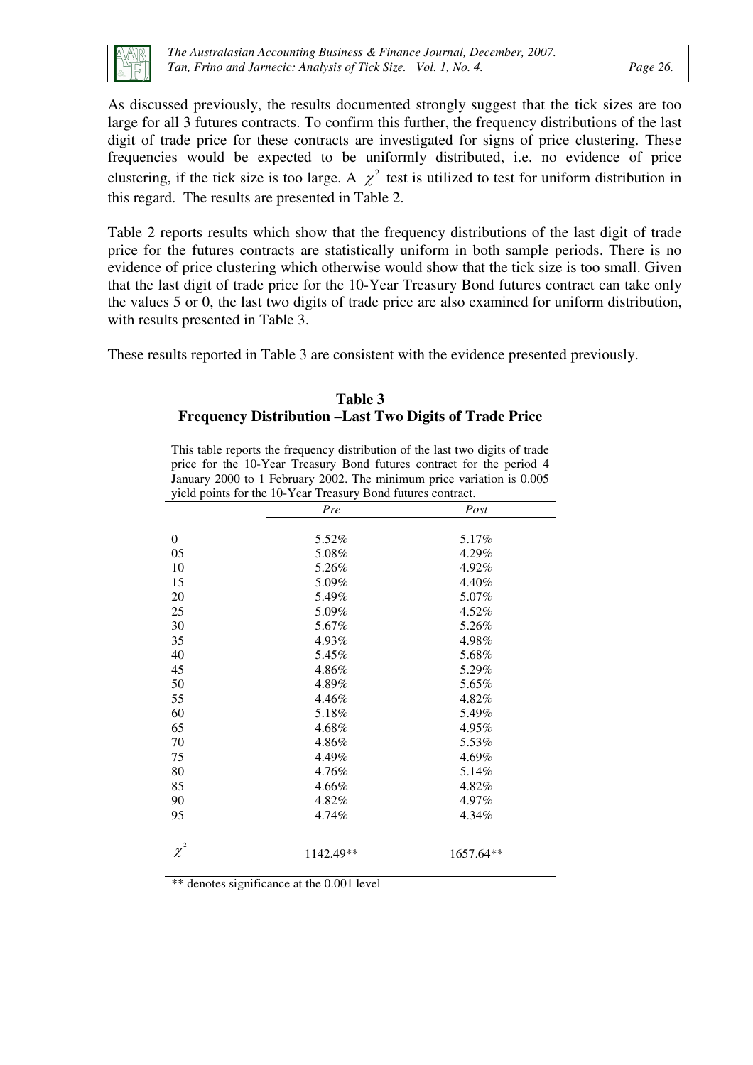As discussed previously, the results documented strongly suggest that the tick sizes are too large for all 3 futures contracts. To confirm this further, the frequency distributions of the last digit of trade price for these contracts are investigated for signs of price clustering. These frequencies would be expected to be uniformly distributed, i.e. no evidence of price clustering, if the tick size is too large. A $\chi^2$ test is utilized to test for uniform distribution in this regard. The results are presented in Table 2.

Table 2 reports results which show that the frequency distributions of the last digit of trade price for the futures contracts are statistically uniform in both sample periods. There is no evidence of price clustering which otherwise would show that the tick size is too small. Given that the last digit of trade price for the 10-Year Treasury Bond futures contract can take only the values 5 or 0, the last two digits of trade price are also examined for uniform distribution, with results presented in Table 3.

These results reported in Table 3 are consistent with the evidence presented previously.

**Table 3**
**Frequency Distribution –Last Two Digits of Trade Price**

This table reports the frequency distribution of the last two digits of trade price for the 10-Year Treasury Bond futures contract for the period 4 January 2000 to 1 February 2002. The minimum price variation is 0.005 yield points for the 10-Year Treasury Bond futures contract.

| | *Pre* | *Post* |
|---|---|---|
| 0 | 5.52% | 5.17% |
| 05 | 5.08% | 4.29% |
| 10 | 5.26% | 4.92% |
| 15 | 5.09% | 4.40% |
| 20 | 5.49% | 5.07% |
| 25 | 5.09% | 4.52% |
| 30 | 5.67% | 5.26% |
| 35 | 4.93% | 4.98% |
| 40 | 5.45% | 5.68% |
| 45 | 4.86% | 5.29% |
| 50 | 4.89% | 5.65% |
| 55 | 4.46% | 4.82% |
| 60 | 5.18% | 5.49% |
| 65 | 4.68% | 4.95% |
| 70 | 4.86% | 5.53% |
| 75 | 4.49% | 4.69% |
| 80 | 4.76% | 5.14% |
| 85 | 4.66% | 4.82% |
| 90 | 4.82% | 4.97% |
| 95 | 4.74% | 4.34% |
| $\chi^2$ | 1142.49** | 1657.64** |

** denotes significance at the 0.001 level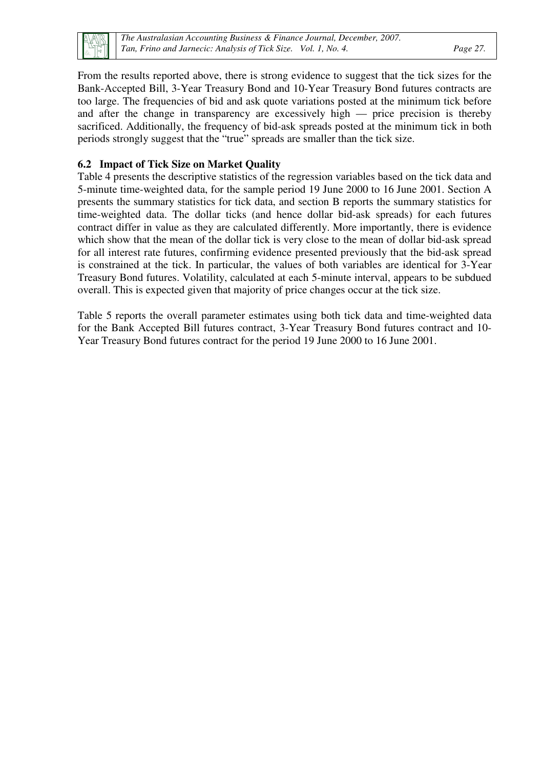From the results reported above, there is strong evidence to suggest that the tick sizes for the Bank-Accepted Bill, 3-Year Treasury Bond and 10-Year Treasury Bond futures contracts are too large. The frequencies of bid and ask quote variations posted at the minimum tick before and after the change in transparency are excessively high — price precision is thereby sacrificed. Additionally, the frequency of bid-ask spreads posted at the minimum tick in both periods strongly suggest that the "true" spreads are smaller than the tick size.

### 6.2 Impact of Tick Size on Market Quality

Table 4 presents the descriptive statistics of the regression variables based on the tick data and 5-minute time-weighted data, for the sample period 19 June 2000 to 16 June 2001. Section A presents the summary statistics for tick data, and section B reports the summary statistics for time-weighted data. The dollar ticks (and hence dollar bid-ask spreads) for each futures contract differ in value as they are calculated differently. More importantly, there is evidence which show that the mean of the dollar tick is very close to the mean of dollar bid-ask spread for all interest rate futures, confirming evidence presented previously that the bid-ask spread is constrained at the tick. In particular, the values of both variables are identical for 3-Year Treasury Bond futures. Volatility, calculated at each 5-minute interval, appears to be subdued overall. This is expected given that majority of price changes occur at the tick size.

Table 5 reports the overall parameter estimates using both tick data and time-weighted data for the Bank Accepted Bill futures contract, 3-Year Treasury Bond futures contract and 10-Year Treasury Bond futures contract for the period 19 June 2000 to 16 June 2001.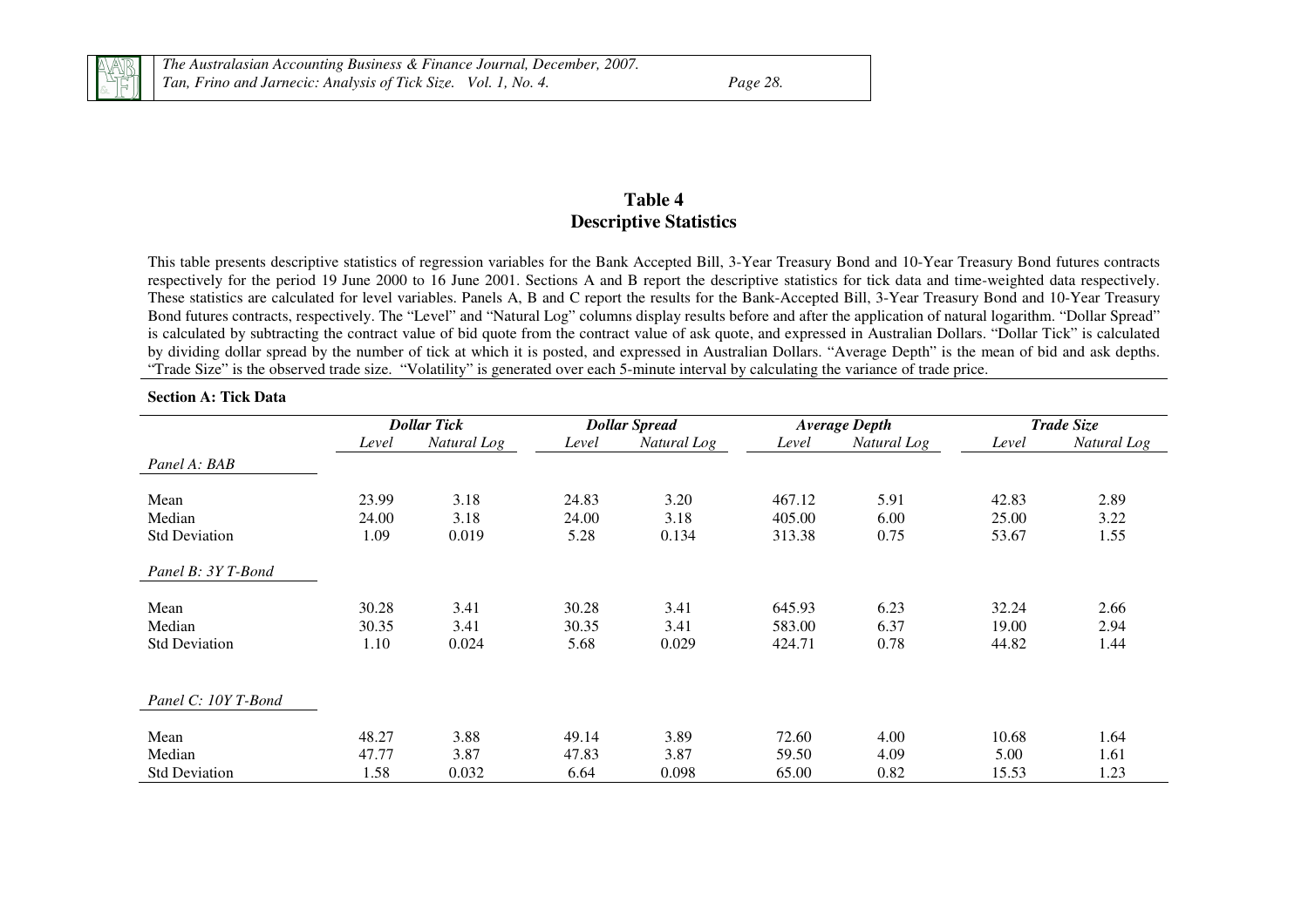# Table 4
## Descriptive Statistics

This table presents descriptive statistics of regression variables for the Bank Accepted Bill, 3-Year Treasury Bond and 10-Year Treasury Bond futures contracts respectively for the period 19 June 2000 to 16 June 2001. Sections A and B report the descriptive statistics for tick data and time-weighted data respectively. These statistics are calculated for level variables. Panels A, B and C report the results for the Bank-Accepted Bill, 3-Year Treasury Bond and 10-Year Treasury Bond futures contracts, respectively. The "Level" and "Natural Log" columns display results before and after the application of natural logarithm. "Dollar Spread" is calculated by subtracting the contract value of bid quote from the contract value of ask quote, and expressed in Australian Dollars. "Dollar Tick" is calculated by dividing dollar spread by the number of tick at which it is posted, and expressed in Australian Dollars. "Average Depth" is the mean of bid and ask depths. "Trade Size" is the observed trade size. "Volatility" is generated over each 5-minute interval by calculating the variance of trade price.

**Section A: Tick Data**

| | ***Dollar Tick*** | | ***Dollar Spread*** | | ***Average Depth*** | | ***Trade Size*** | |
|---|---|---|---|---|---|---|---|---|
| | *Level* | *Natural Log* | *Level* | *Natural Log* | *Level* | *Natural Log* | *Level* | *Natural Log* |
| *Panel A: BAB* | | | | | | | | |
| Mean | 23.99 | 3.18 | 24.83 | 3.20 | 467.12 | 5.91 | 42.83 | 2.89 |
| Median | 24.00 | 3.18 | 24.00 | 3.18 | 405.00 | 6.00 | 25.00 | 3.22 |
| Std Deviation | 1.09 | 0.019 | 5.28 | 0.134 | 313.38 | 0.75 | 53.67 | 1.55 |
| *Panel B: 3Y T-Bond* | | | | | | | | |
| Mean | 30.28 | 3.41 | 30.28 | 3.41 | 645.93 | 6.23 | 32.24 | 2.66 |
| Median | 30.35 | 3.41 | 30.35 | 3.41 | 583.00 | 6.37 | 19.00 | 2.94 |
| Std Deviation | 1.10 | 0.024 | 5.68 | 0.029 | 424.71 | 0.78 | 44.82 | 1.44 |
| *Panel C: 10Y T-Bond* | | | | | | | | |
| Mean | 48.27 | 3.88 | 49.14 | 3.89 | 72.60 | 4.00 | 10.68 | 1.64 |
| Median | 47.77 | 3.87 | 47.83 | 3.87 | 59.50 | 4.09 | 5.00 | 1.61 |
| Std Deviation | 1.58 | 0.032 | 6.64 | 0.098 | 65.00 | 0.82 | 15.53 | 1.23 |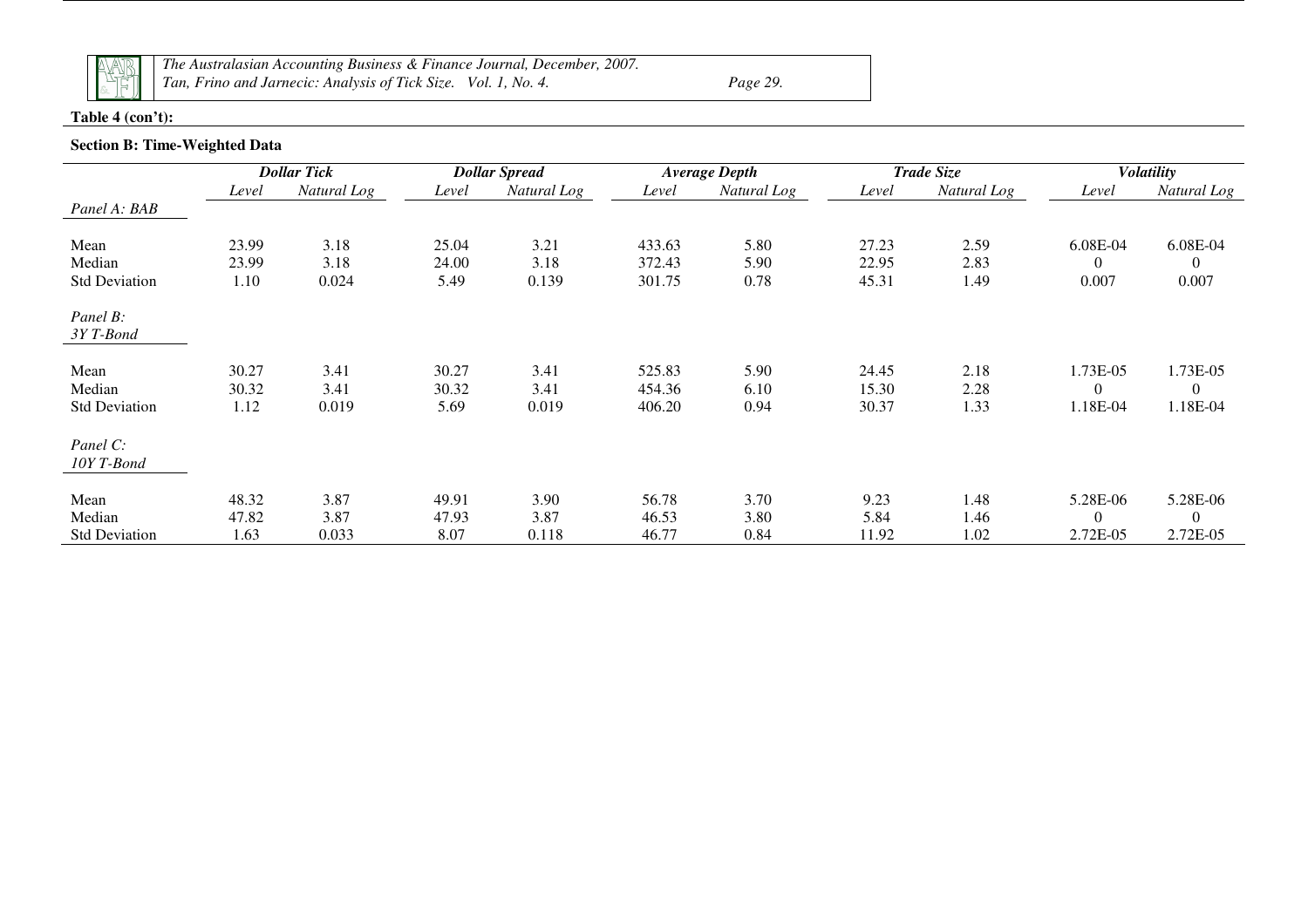**Table 4 (con't):**

**Section B: Time-Weighted Data**

| | *Dollar Tick* | | *Dollar Spread* | | *Average Depth* | | *Trade Size* | | *Volatility* | |
|---|---|---|---|---|---|---|---|---|---|---|
| | *Level* | *Natural Log* | *Level* | *Natural Log* | *Level* | *Natural Log* | *Level* | *Natural Log* | *Level* | *Natural Log* |
| *Panel A: BAB* | | | | | | | | | | |
| Mean | 23.99 | 3.18 | 25.04 | 3.21 | 433.63 | 5.80 | 27.23 | 2.59 | 6.08E-04 | 6.08E-04 |
| Median | 23.99 | 3.18 | 24.00 | 3.18 | 372.43 | 5.90 | 22.95 | 2.83 | 0 | 0 |
| Std Deviation | 1.10 | 0.024 | 5.49 | 0.139 | 301.75 | 0.78 | 45.31 | 1.49 | 0.007 | 0.007 |
| *Panel B: 3Y T-Bond* | | | | | | | | | | |
| Mean | 30.27 | 3.41 | 30.27 | 3.41 | 525.83 | 5.90 | 24.45 | 2.18 | 1.73E-05 | 1.73E-05 |
| Median | 30.32 | 3.41 | 30.32 | 3.41 | 454.36 | 6.10 | 15.30 | 2.28 | 0 | 0 |
| Std Deviation | 1.12 | 0.019 | 5.69 | 0.019 | 406.20 | 0.94 | 30.37 | 1.33 | 1.18E-04 | 1.18E-04 |
| *Panel C: 10Y T-Bond* | | | | | | | | | | |
| Mean | 48.32 | 3.87 | 49.91 | 3.90 | 56.78 | 3.70 | 9.23 | 1.48 | 5.28E-06 | 5.28E-06 |
| Median | 47.82 | 3.87 | 47.93 | 3.87 | 46.53 | 3.80 | 5.84 | 1.46 | 0 | 0 |
| Std Deviation | 1.63 | 0.033 | 8.07 | 0.118 | 46.77 | 0.84 | 11.92 | 1.02 | 2.72E-05 | 2.72E-05 |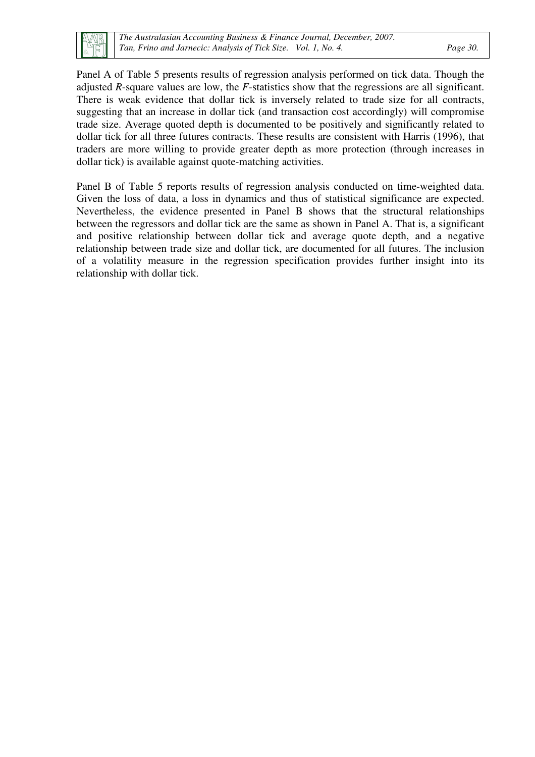Panel A of Table 5 presents results of regression analysis performed on tick data. Though the adjusted *R*-square values are low, the *F*-statistics show that the regressions are all significant. There is weak evidence that dollar tick is inversely related to trade size for all contracts, suggesting that an increase in dollar tick (and transaction cost accordingly) will compromise trade size. Average quoted depth is documented to be positively and significantly related to dollar tick for all three futures contracts. These results are consistent with Harris (1996), that traders are more willing to provide greater depth as more protection (through increases in dollar tick) is available against quote-matching activities.

Panel B of Table 5 reports results of regression analysis conducted on time-weighted data. Given the loss of data, a loss in dynamics and thus of statistical significance are expected. Nevertheless, the evidence presented in Panel B shows that the structural relationships between the regressors and dollar tick are the same as shown in Panel A. That is, a significant and positive relationship between dollar tick and average quote depth, and a negative relationship between trade size and dollar tick, are documented for all futures. The inclusion of a volatility measure in the regression specification provides further insight into its relationship with dollar tick.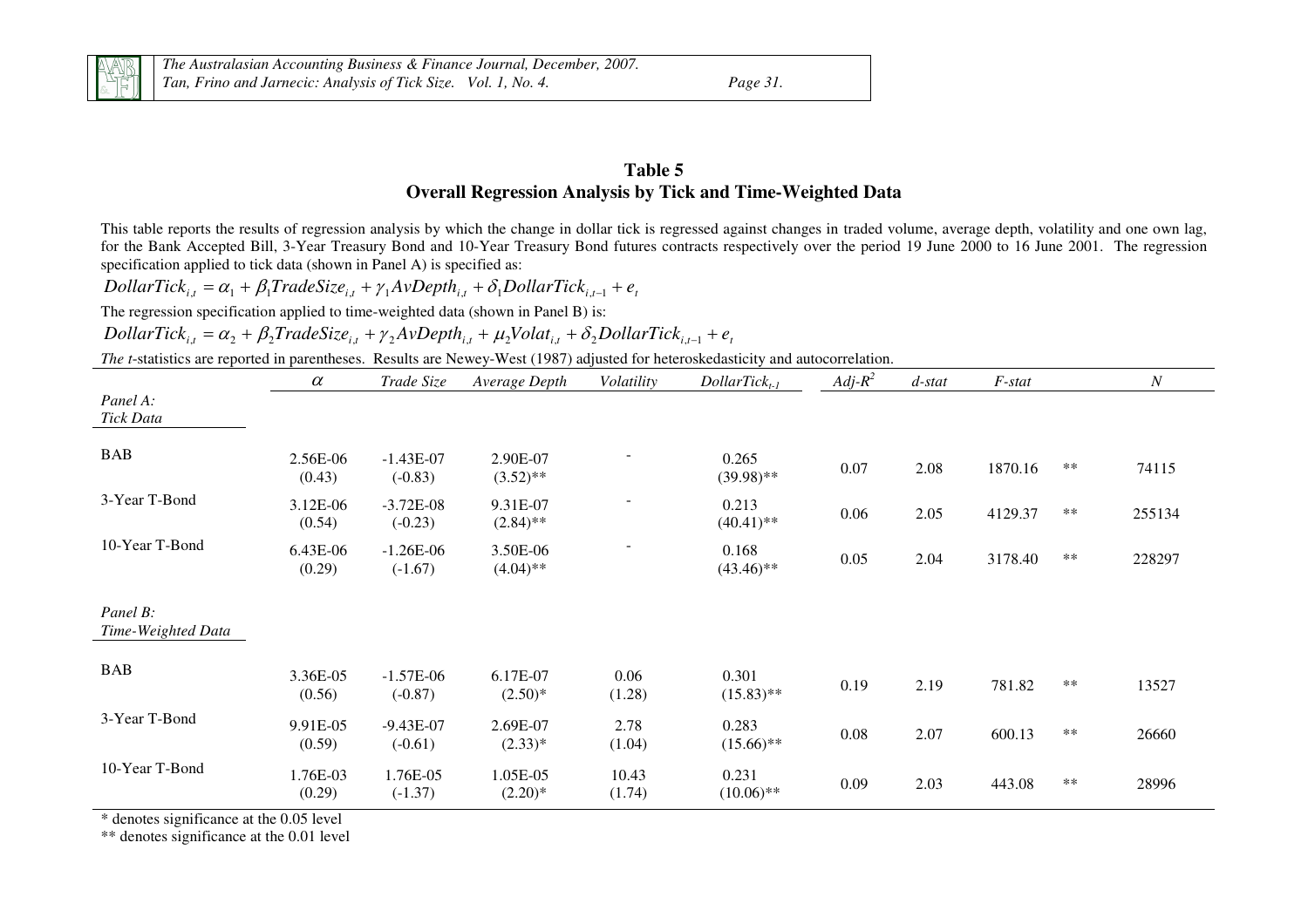## Table 5
## Overall Regression Analysis by Tick and Time-Weighted Data

This table reports the results of regression analysis by which the change in dollar tick is regressed against changes in traded volume, average depth, volatility and one own lag, for the Bank Accepted Bill, 3-Year Treasury Bond and 10-Year Treasury Bond futures contracts respectively over the period 19 June 2000 to 16 June 2001. The regression specification applied to tick data (shown in Panel A) is specified as:

$$DollarTick_{i,t} = \alpha_1 + \beta_1 TradeSize_{i,t} + \gamma_1 AvDepth_{i,t} + \delta_1 DollarTick_{i,t-1} + e_t$$

The regression specification applied to time-weighted data (shown in Panel B) is:

$$DollarTick_{i,t} = \alpha_2 + \beta_2 TradeSize_{i,t} + \gamma_2 AvDepth_{i,t} + \mu_2 Volat_{i,t} + \delta_2 DollarTick_{i,t-1} + e_t$$

*The t*-statistics are reported in parentheses. Results are Newey-West (1987) adjusted for heteroskedasticity and autocorrelation.

| | $\alpha$ | *Trade Size* | *Average Depth* | *Volatility* | $DollarTick_{t-1}$ | $Adj\text{-}R^2$ | *d-stat* | *F-stat* | | *N* |
|---|---|---|---|---|---|---|---|---|---|---|
| ***Panel A: Tick Data*** | | | | | | | | | | |
| BAB | 2.56E-06 (0.43) | -1.43E-07 (-0.83) | 2.90E-07 (3.52)** | - | 0.265 (39.98)** | 0.07 | 2.08 | 1870.16 | ** | 74115 |
| 3-Year T-Bond | 3.12E-06 (0.54) | -3.72E-08 (-0.23) | 9.31E-07 (2.84)** | - | 0.213 (40.41)** | 0.06 | 2.05 | 4129.37 | ** | 255134 |
| 10-Year T-Bond | 6.43E-06 (0.29) | -1.26E-06 (-1.67) | 3.50E-06 (4.04)** | - | 0.168 (43.46)** | 0.05 | 2.04 | 3178.40 | ** | 228297 |
| ***Panel B: Time-Weighted Data*** | | | | | | | | | | |
| BAB | 3.36E-05 (0.56) | -1.57E-06 (-0.87) | 6.17E-07 (2.50)* | 0.06 (1.28) | 0.301 (15.83)** | 0.19 | 2.19 | 781.82 | ** | 13527 |
| 3-Year T-Bond | 9.91E-05 (0.59) | -9.43E-07 (-0.61) | 2.69E-07 (2.33)* | 2.78 (1.04) | 0.283 (15.66)** | 0.08 | 2.07 | 600.13 | ** | 26660 |
| 10-Year T-Bond | 1.76E-03 (0.29) | 1.76E-05 (-1.37) | 1.05E-05 (2.20)* | 10.43 (1.74) | 0.231 (10.06)** | 0.09 | 2.03 | 443.08 | ** | 28996 |

\* denotes significance at the 0.05 level

** denotes significance at the 0.01 level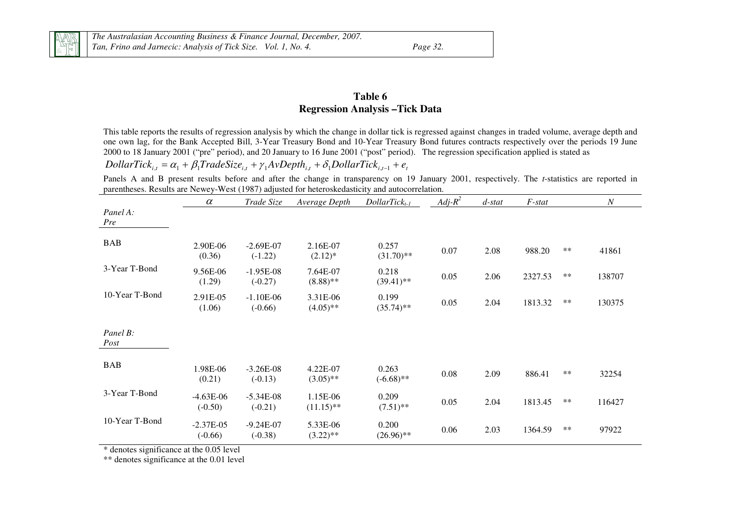## Table 6
## Regression Analysis –Tick Data

This table reports the results of regression analysis by which the change in dollar tick is regressed against changes in traded volume, average depth and one own lag, for the Bank Accepted Bill, 3-Year Treasury Bond and 10-Year Treasury Bond futures contracts respectively over the periods 19 June 2000 to 18 January 2001 ("pre" period), and 20 January to 16 June 2001 ("post" period). The regression specification applied is stated as

$$DollarTick_{i,t} = \alpha_1 + \beta_1 TradeSize_{i,t} + \gamma_1 AvDepth_{i,t} + \delta_1 DollarTick_{i,t-1} + e_t$$

Panels A and B present results before and after the change in transparency on 19 January 2001, respectively. The *t*-statistics are reported in parentheses. Results are Newey-West (1987) adjusted for heteroskedasticity and autocorrelation.

| | $\alpha$ | *Trade Size* | *Average Depth* | $DollarTick_{t-1}$ | $Adj\text{-}R^2$ | *d-stat* | *F-stat* | | *N* |
|---|---|---|---|---|---|---|---|---|---|
| *Panel A: Pre* | | | | | | | | | |
| BAB | 2.90E-06 (0.36) | -2.69E-07 (-1.22) | 2.16E-07 (2.12)* | 0.257 (31.70)** | 0.07 | 2.08 | 988.20 | ** | 41861 |
| 3-Year T-Bond | 9.56E-06 (1.29) | -1.95E-08 (-0.27) | 7.64E-07 (8.88)** | 0.218 (39.41)** | 0.05 | 2.06 | 2327.53 | ** | 138707 |
| 10-Year T-Bond | 2.91E-05 (1.06) | -1.10E-06 (-0.66) | 3.31E-06 (4.05)** | 0.199 (35.74)** | 0.05 | 2.04 | 1813.32 | ** | 130375 |
| *Panel B: Post* | | | | | | | | | |
| BAB | 1.98E-06 (0.21) | -3.26E-08 (-0.13) | 4.22E-07 (3.05)** | 0.263 (-6.68)** | 0.08 | 2.09 | 886.41 | ** | 32254 |
| 3-Year T-Bond | -4.63E-06 (-0.50) | -5.34E-08 (-0.21) | 1.15E-06 (11.15)** | 0.209 (7.51)** | 0.05 | 2.04 | 1813.45 | ** | 116427 |
| 10-Year T-Bond | -2.37E-05 (-0.66) | -9.24E-07 (-0.38) | 5.33E-06 (3.22)** | 0.200 (26.96)** | 0.06 | 2.03 | 1364.59 | ** | 97922 |

* denotes significance at the 0.05 level

** denotes significance at the 0.01 level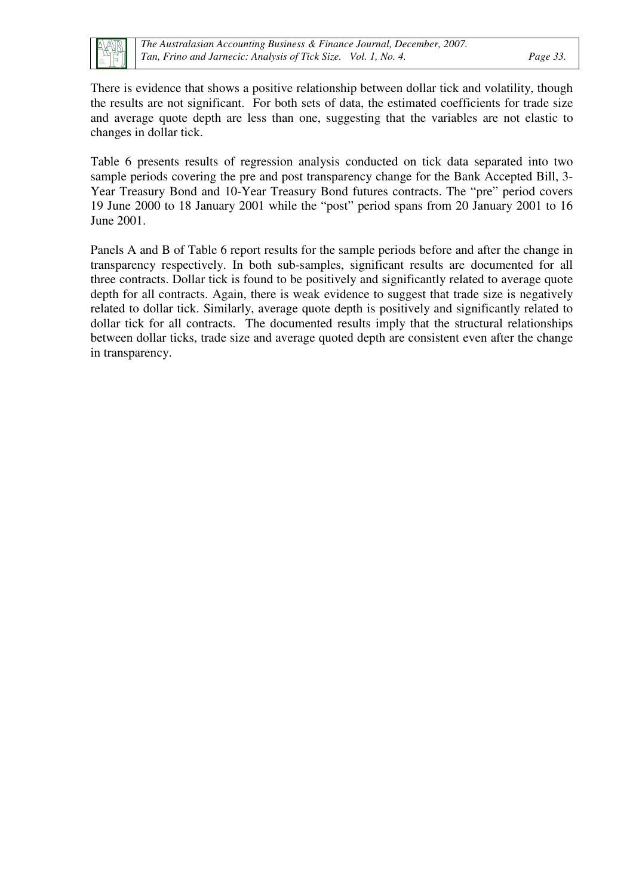There is evidence that shows a positive relationship between dollar tick and volatility, though the results are not significant. For both sets of data, the estimated coefficients for trade size and average quote depth are less than one, suggesting that the variables are not elastic to changes in dollar tick.

Table 6 presents results of regression analysis conducted on tick data separated into two sample periods covering the pre and post transparency change for the Bank Accepted Bill, 3-Year Treasury Bond and 10-Year Treasury Bond futures contracts. The "pre" period covers 19 June 2000 to 18 January 2001 while the "post" period spans from 20 January 2001 to 16 June 2001.

Panels A and B of Table 6 report results for the sample periods before and after the change in transparency respectively. In both sub-samples, significant results are documented for all three contracts. Dollar tick is found to be positively and significantly related to average quote depth for all contracts. Again, there is weak evidence to suggest that trade size is negatively related to dollar tick. Similarly, average quote depth is positively and significantly related to dollar tick for all contracts. The documented results imply that the structural relationships between dollar ticks, trade size and average quoted depth are consistent even after the change in transparency.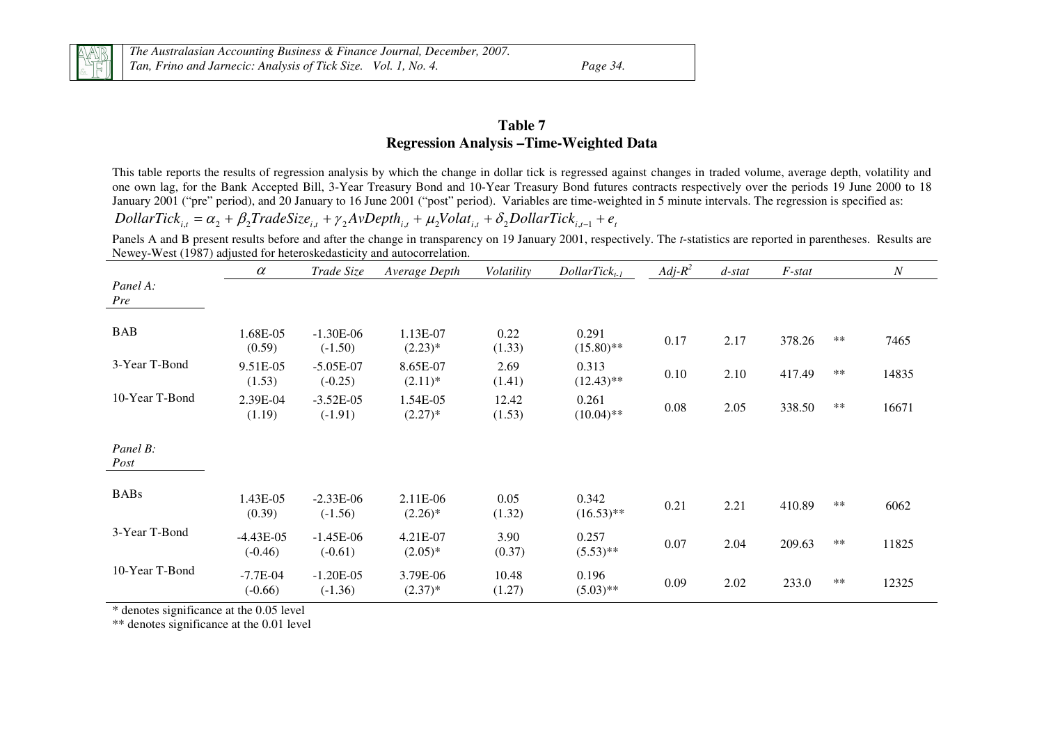## Table 7
## Regression Analysis –Time-Weighted Data

This table reports the results of regression analysis by which the change in dollar tick is regressed against changes in traded volume, average depth, volatility and one own lag, for the Bank Accepted Bill, 3-Year Treasury Bond and 10-Year Treasury Bond futures contracts respectively over the periods 19 June 2000 to 18 January 2001 ("pre" period), and 20 January to 16 June 2001 ("post" period). Variables are time-weighted in 5 minute intervals. The regression is specified as:

$$DollarTick_{i,t} = \alpha_2 + \beta_2 TradeSize_{i,t} + \gamma_2 AvDepth_{i,t} + \mu_2 Volat_{i,t} + \delta_2 DollarTick_{i,t-1} + e_t$$

Panels A and B present results before and after the change in transparency on 19 January 2001, respectively. The *t*-statistics are reported in parentheses. Results are Newey-West (1987) adjusted for heteroskedasticity and autocorrelation.

| | $\alpha$ | *Trade Size* | *Average Depth* | *Volatility* | $DollarTick_{t-1}$ | $Adj\text{-}R^2$ | *d-stat* | *F-stat* | | *N* |
|---|---|---|---|---|---|---|---|---|---|---|
| *Panel A: Pre* | | | | | | | | | | |
| BAB | 1.68E-05 (0.59) | -1.30E-06 (-1.50) | 1.13E-07 (2.23)* | 0.22 (1.33) | 0.291 (15.80)** | 0.17 | 2.17 | 378.26 | ** | 7465 |
| 3-Year T-Bond | 9.51E-05 (1.53) | -5.05E-07 (-0.25) | 8.65E-07 (2.11)* | 2.69 (1.41) | 0.313 (12.43)** | 0.10 | 2.10 | 417.49 | ** | 14835 |
| 10-Year T-Bond | 2.39E-04 (1.19) | -3.52E-05 (-1.91) | 1.54E-05 (2.27)* | 12.42 (1.53) | 0.261 (10.04)** | 0.08 | 2.05 | 338.50 | ** | 16671 |
| *Panel B: Post* | | | | | | | | | | |
| BABs | 1.43E-05 (0.39) | -2.33E-06 (-1.56) | 2.11E-06 (2.26)* | 0.05 (1.32) | 0.342 (16.53)** | 0.21 | 2.21 | 410.89 | ** | 6062 |
| 3-Year T-Bond | -4.43E-05 (-0.46) | -1.45E-06 (-0.61) | 4.21E-07 (2.05)* | 3.90 (0.37) | 0.257 (5.53)** | 0.07 | 2.04 | 209.63 | ** | 11825 |
| 10-Year T-Bond | -7.7E-04 (-0.66) | -1.20E-05 (-1.36) | 3.79E-06 (2.37)* | 10.48 (1.27) | 0.196 (5.03)** | 0.09 | 2.02 | 233.0 | ** | 12325 |

\* denotes significance at the 0.05 level

\** denotes significance at the 0.01 level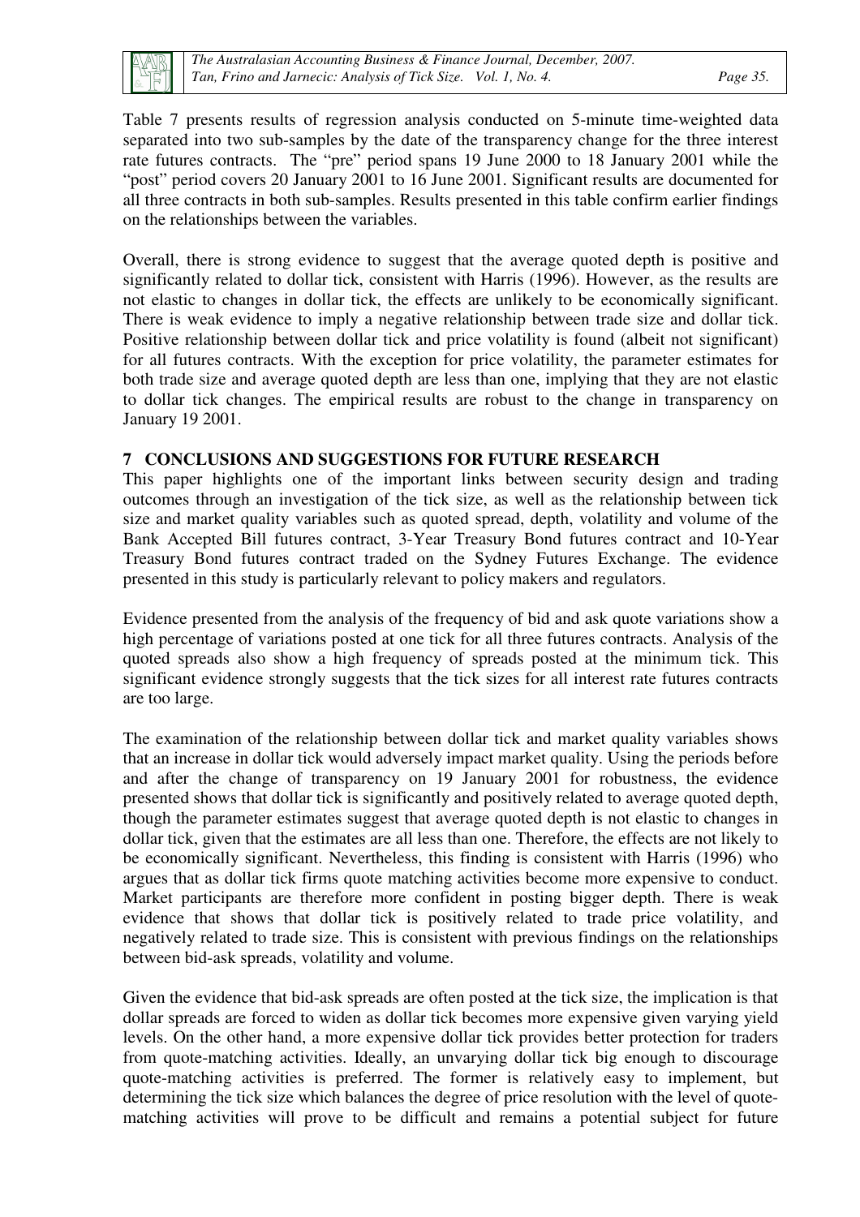Table 7 presents results of regression analysis conducted on 5-minute time-weighted data separated into two sub-samples by the date of the transparency change for the three interest rate futures contracts. The "pre" period spans 19 June 2000 to 18 January 2001 while the "post" period covers 20 January 2001 to 16 June 2001. Significant results are documented for all three contracts in both sub-samples. Results presented in this table confirm earlier findings on the relationships between the variables.

Overall, there is strong evidence to suggest that the average quoted depth is positive and significantly related to dollar tick, consistent with Harris (1996). However, as the results are not elastic to changes in dollar tick, the effects are unlikely to be economically significant. There is weak evidence to imply a negative relationship between trade size and dollar tick. Positive relationship between dollar tick and price volatility is found (albeit not significant) for all futures contracts. With the exception for price volatility, the parameter estimates for both trade size and average quoted depth are less than one, implying that they are not elastic to dollar tick changes. The empirical results are robust to the change in transparency on January 19 2001.

## 7 CONCLUSIONS AND SUGGESTIONS FOR FUTURE RESEARCH

This paper highlights one of the important links between security design and trading outcomes through an investigation of the tick size, as well as the relationship between tick size and market quality variables such as quoted spread, depth, volatility and volume of the Bank Accepted Bill futures contract, 3-Year Treasury Bond futures contract and 10-Year Treasury Bond futures contract traded on the Sydney Futures Exchange. The evidence presented in this study is particularly relevant to policy makers and regulators.

Evidence presented from the analysis of the frequency of bid and ask quote variations show a high percentage of variations posted at one tick for all three futures contracts. Analysis of the quoted spreads also show a high frequency of spreads posted at the minimum tick. This significant evidence strongly suggests that the tick sizes for all interest rate futures contracts are too large.

The examination of the relationship between dollar tick and market quality variables shows that an increase in dollar tick would adversely impact market quality. Using the periods before and after the change of transparency on 19 January 2001 for robustness, the evidence presented shows that dollar tick is significantly and positively related to average quoted depth, though the parameter estimates suggest that average quoted depth is not elastic to changes in dollar tick, given that the estimates are all less than one. Therefore, the effects are not likely to be economically significant. Nevertheless, this finding is consistent with Harris (1996) who argues that as dollar tick firms quote matching activities become more expensive to conduct. Market participants are therefore more confident in posting bigger depth. There is weak evidence that shows that dollar tick is positively related to trade price volatility, and negatively related to trade size. This is consistent with previous findings on the relationships between bid-ask spreads, volatility and volume.

Given the evidence that bid-ask spreads are often posted at the tick size, the implication is that dollar spreads are forced to widen as dollar tick becomes more expensive given varying yield levels. On the other hand, a more expensive dollar tick provides better protection for traders from quote-matching activities. Ideally, an unvarying dollar tick big enough to discourage quote-matching activities is preferred. The former is relatively easy to implement, but determining the tick size which balances the degree of price resolution with the level of quote-matching activities will prove to be difficult and remains a potential subject for future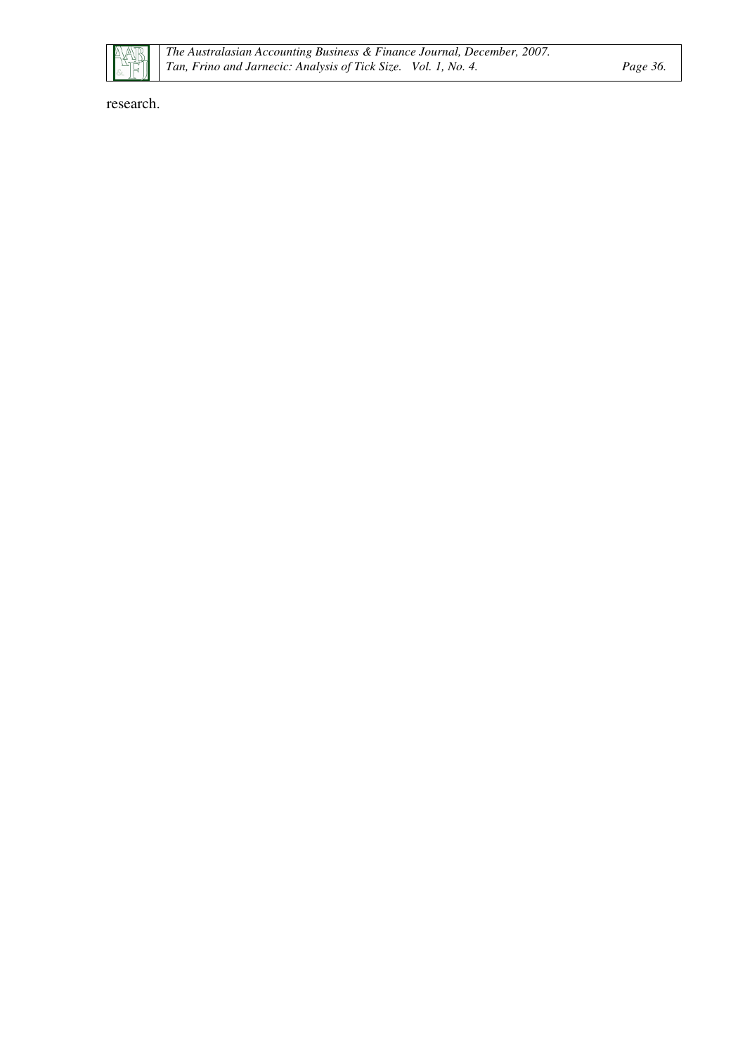research.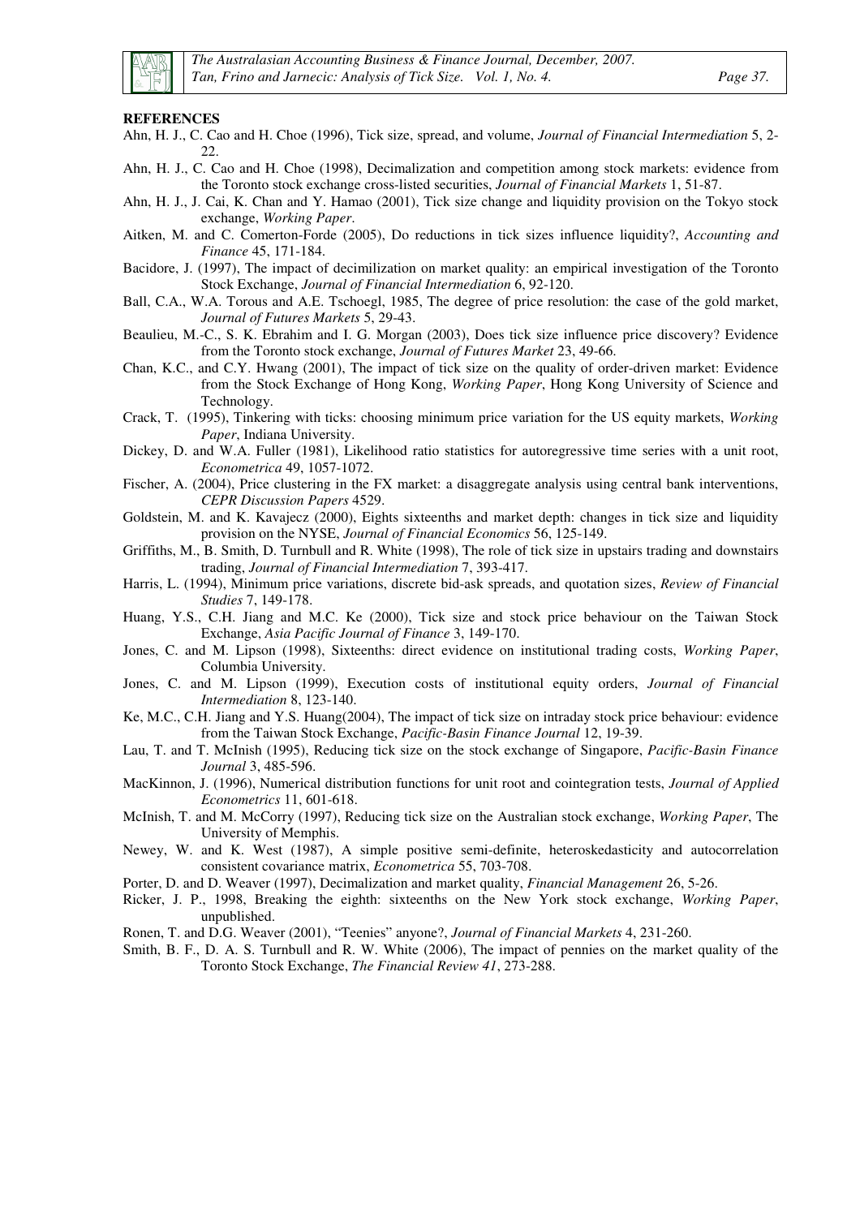**REFERENCES**

Ahn, H. J., C. Cao and H. Choe (1996), Tick size, spread, and volume, *Journal of Financial Intermediation* 5, 2-22.

Ahn, H. J., C. Cao and H. Choe (1998), Decimalization and competition among stock markets: evidence from the Toronto stock exchange cross-listed securities, *Journal of Financial Markets* 1, 51-87.

Ahn, H. J., J. Cai, K. Chan and Y. Hamao (2001), Tick size change and liquidity provision on the Tokyo stock exchange, *Working Paper*.

Aitken, M. and C. Comerton-Forde (2005), Do reductions in tick sizes influence liquidity?, *Accounting and Finance* 45, 171-184.

Bacidore, J. (1997), The impact of decimilization on market quality: an empirical investigation of the Toronto Stock Exchange, *Journal of Financial Intermediation* 6, 92-120.

Ball, C.A., W.A. Torous and A.E. Tschoegl, 1985, The degree of price resolution: the case of the gold market, *Journal of Futures Markets* 5, 29-43.

Beaulieu, M.-C., S. K. Ebrahim and I. G. Morgan (2003), Does tick size influence price discovery? Evidence from the Toronto stock exchange, *Journal of Futures Market* 23, 49-66.

Chan, K.C., and C.Y. Hwang (2001), The impact of tick size on the quality of order-driven market: Evidence from the Stock Exchange of Hong Kong, *Working Paper*, Hong Kong University of Science and Technology.

Crack, T. (1995), Tinkering with ticks: choosing minimum price variation for the US equity markets, *Working Paper*, Indiana University.

Dickey, D. and W.A. Fuller (1981), Likelihood ratio statistics for autoregressive time series with a unit root, *Econometrica* 49, 1057-1072.

Fischer, A. (2004), Price clustering in the FX market: a disaggregate analysis using central bank interventions, *CEPR Discussion Papers* 4529.

Goldstein, M. and K. Kavajecz (2000), Eights sixteenths and market depth: changes in tick size and liquidity provision on the NYSE, *Journal of Financial Economics* 56, 125-149.

Griffiths, M., B. Smith, D. Turnbull and R. White (1998), The role of tick size in upstairs trading and downstairs trading, *Journal of Financial Intermediation* 7, 393-417.

Harris, L. (1994), Minimum price variations, discrete bid-ask spreads, and quotation sizes, *Review of Financial Studies* 7, 149-178.

Huang, Y.S., C.H. Jiang and M.C. Ke (2000), Tick size and stock price behaviour on the Taiwan Stock Exchange, *Asia Pacific Journal of Finance* 3, 149-170.

Jones, C. and M. Lipson (1998), Sixteenths: direct evidence on institutional trading costs, *Working Paper*, Columbia University.

Jones, C. and M. Lipson (1999), Execution costs of institutional equity orders, *Journal of Financial Intermediation* 8, 123-140.

Ke, M.C., C.H. Jiang and Y.S. Huang(2004), The impact of tick size on intraday stock price behaviour: evidence from the Taiwan Stock Exchange, *Pacific-Basin Finance Journal* 12, 19-39.

Lau, T. and T. McInish (1995), Reducing tick size on the stock exchange of Singapore, *Pacific-Basin Finance Journal* 3, 485-596.

MacKinnon, J. (1996), Numerical distribution functions for unit root and cointegration tests, *Journal of Applied Econometrics* 11, 601-618.

McInish, T. and M. McCorry (1997), Reducing tick size on the Australian stock exchange, *Working Paper*, The University of Memphis.

Newey, W. and K. West (1987), A simple positive semi-definite, heteroskedasticity and autocorrelation consistent covariance matrix, *Econometrica* 55, 703-708.

Porter, D. and D. Weaver (1997), Decimalization and market quality, *Financial Management* 26, 5-26.

Ricker, J. P., 1998, Breaking the eighth: sixteenths on the New York stock exchange, *Working Paper*, unpublished.

Ronen, T. and D.G. Weaver (2001), "Teenies" anyone?, *Journal of Financial Markets* 4, 231-260.

Smith, B. F., D. A. S. Turnbull and R. W. White (2006), The impact of pennies on the market quality of the Toronto Stock Exchange, *The Financial Review 41*, 273-288.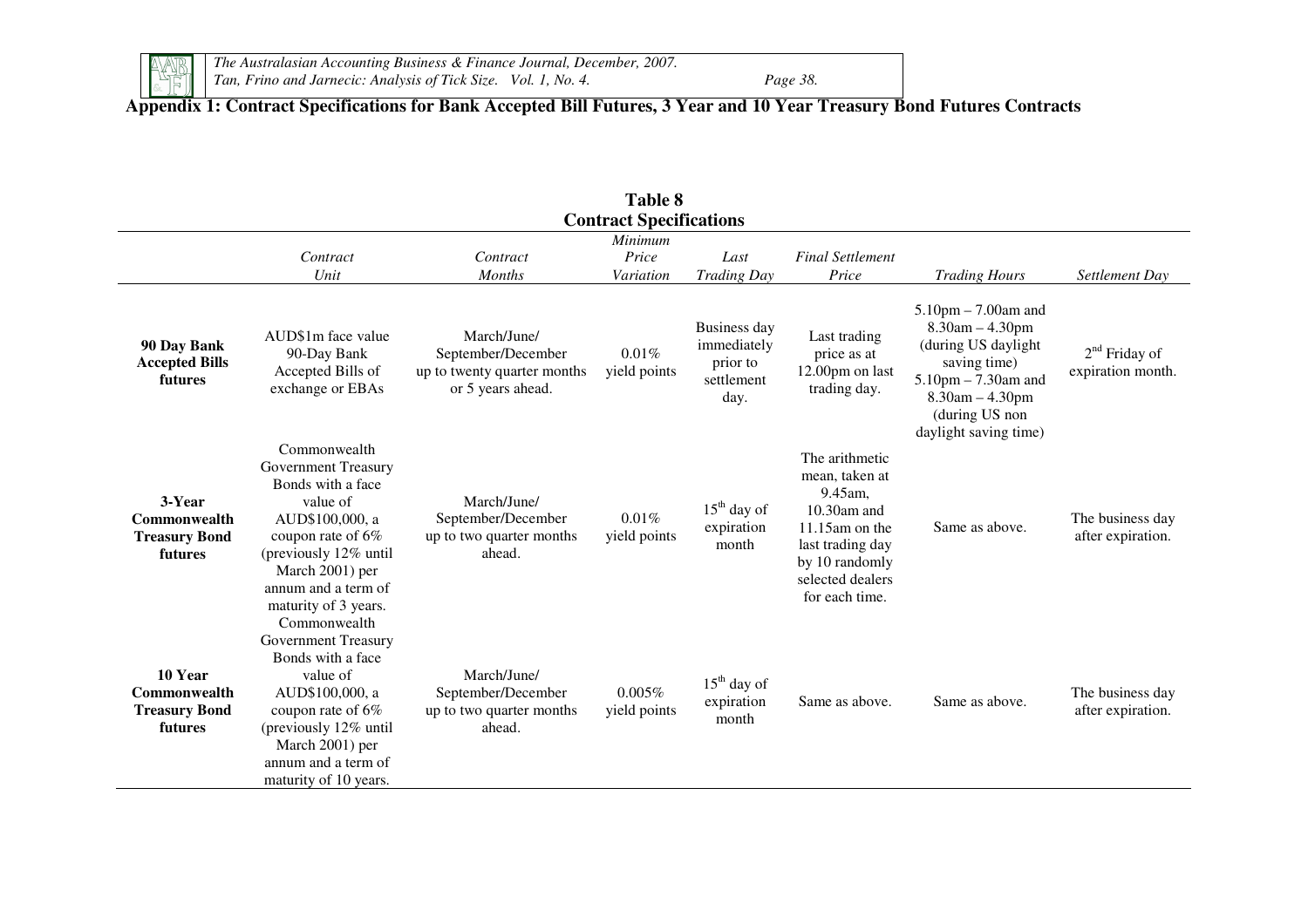## Appendix 1: Contract Specifications for Bank Accepted Bill Futures, 3 Year and 10 Year Treasury Bond Futures Contracts

**Table 8**
**Contract Specifications**

| | *Contract Unit* | *Contract Months* | *Minimum Price Variation* | *Last Trading Day* | *Final Settlement Price* | *Trading Hours* | *Settlement Day* |
|---|---|---|---|---|---|---|---|
| **90 Day Bank Accepted Bills futures** | AUD$1m face value 90-Day Bank Accepted Bills of exchange or EBAs | March/June/ September/December up to twenty quarter months or 5 years ahead. | 0.01% yield points | Business day immediately prior to settlement day. | Last trading price as at 12.00pm on last trading day. | 5.10pm – 7.00am and 8.30am – 4.30pm (during US daylight saving time) 5.10pm – 7.30am and 8.30am – 4.30pm (during US non daylight saving time) | 2nd Friday of expiration month. |
| **3-Year Commonwealth Treasury Bond futures** | Commonwealth Government Treasury Bonds with a face value of AUD$100,000, a coupon rate of 6% (previously 12% until March 2001) per annum and a term of maturity of 3 years. | March/June/ September/December up to two quarter months ahead. | 0.01% yield points | 15th day of expiration month | The arithmetic mean, taken at 9.45am, 10.30am and 11.15am on the last trading day by 10 randomly selected dealers for each time. | Same as above. | The business day after expiration. |
| **10 Year Commonwealth Treasury Bond futures** | Commonwealth Government Treasury Bonds with a face value of AUD$100,000, a coupon rate of 6% (previously 12% until March 2001) per annum and a term of maturity of 10 years. | March/June/ September/December up to two quarter months ahead. | 0.005% yield points | 15th day of expiration month | Same as above. | Same as above. | The business day after expiration. |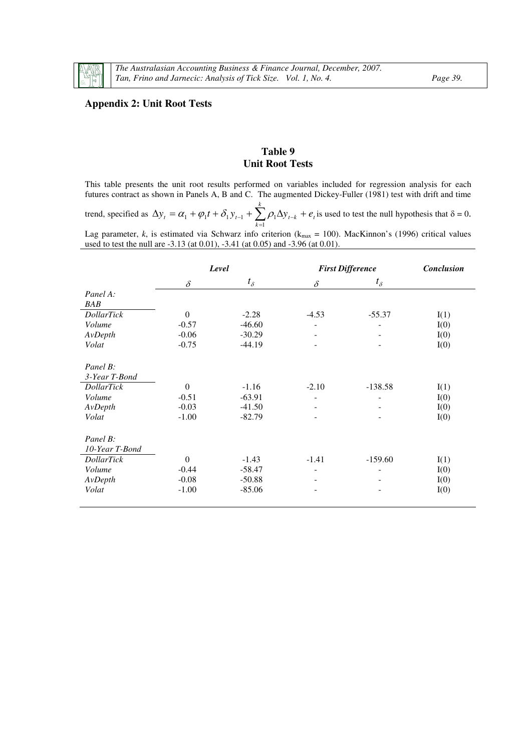## Appendix 2: Unit Root Tests

### Table 9
### Unit Root Tests

This table presents the unit root results performed on variables included for regression analysis for each futures contract as shown in Panels A, B and C. The augmented Dickey-Fuller (1981) test with drift and time trend, specified as $\Delta y_t = \alpha_1 + \varphi_1 t + \delta_1 y_{t-1} + \sum_{k=1}^{k} \rho_1 \Delta y_{t-k} + e_t$ is used to test the null hypothesis that $\delta = 0$. Lag parameter, $k$, is estimated via Schwarz info criterion ($k_{max} = 100$). MacKinnon's (1996) critical values used to test the null are -3.13 (at 0.01), -3.41 (at 0.05) and -3.96 (at 0.01).

| | *Level* | | *First Difference* | | *Conclusion* |
|---|---|---|---|---|---|
| | $\delta$ | $t_\delta$ | $\delta$ | $t_\delta$ | |
| *Panel A: BAB* | | | | | |
| *DollarTick* | 0 | -2.28 | -4.53 | -55.37 | I(1) |
| *Volume* | -0.57 | -46.60 | - | - | I(0) |
| *AvDepth* | -0.06 | -30.29 | - | - | I(0) |
| *Volat* | -0.75 | -44.19 | - | - | I(0) |
| *Panel B: 3-Year T-Bond* | | | | | |
| *DollarTick* | 0 | -1.16 | -2.10 | -138.58 | I(1) |
| *Volume* | -0.51 | -63.91 | - | - | I(0) |
| *AvDepth* | -0.03 | -41.50 | - | - | I(0) |
| *Volat* | -1.00 | -82.79 | - | - | I(0) |
| *Panel B: 10-Year T-Bond* | | | | | |
| *DollarTick* | 0 | -1.43 | -1.41 | -159.60 | I(1) |
| *Volume* | -0.44 | -58.47 | - | - | I(0) |
| *AvDepth* | -0.08 | -50.88 | - | - | I(0) |
| *Volat* | -1.00 | -85.06 | - | - | I(0) |